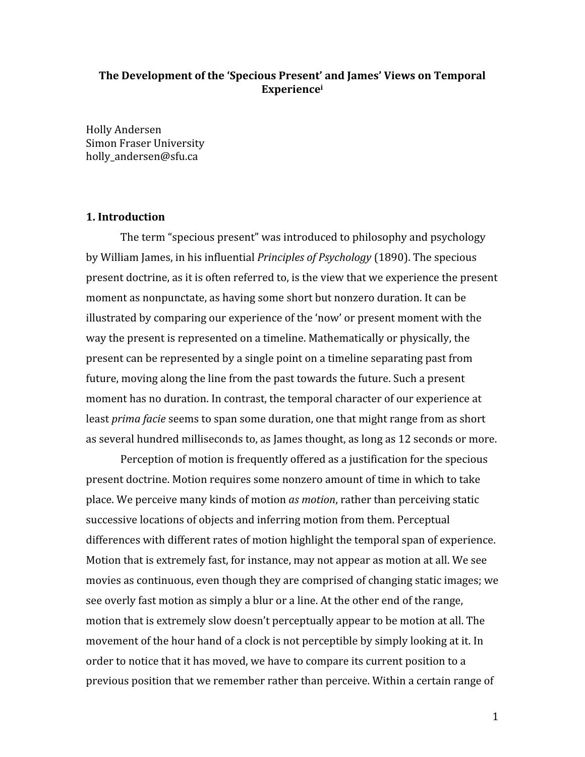# The Development of the 'Specious Present' and James' Views on Temporal Experience[i]

Holly Andersen
Simon Fraser University
holly_andersen@sfu.ca

## 1. Introduction

The term "specious present" was introduced to philosophy and psychology by William James, in his influential *Principles of Psychology* (1890). The specious present doctrine, as it is often referred to, is the view that we experience the present moment as nonpunctate, as having some short but nonzero duration. It can be illustrated by comparing our experience of the 'now' or present moment with the way the present is represented on a timeline. Mathematically or physically, the present can be represented by a single point on a timeline separating past from future, moving along the line from the past towards the future. Such a present moment has no duration. In contrast, the temporal character of our experience at least *prima facie* seems to span some duration, one that might range from as short as several hundred milliseconds to, as James thought, as long as 12 seconds or more.

Perception of motion is frequently offered as a justification for the specious present doctrine. Motion requires some nonzero amount of time in which to take place. We perceive many kinds of motion *as motion*, rather than perceiving static successive locations of objects and inferring motion from them. Perceptual differences with different rates of motion highlight the temporal span of experience. Motion that is extremely fast, for instance, may not appear as motion at all. We see movies as continuous, even though they are comprised of changing static images; we see overly fast motion as simply a blur or a line. At the other end of the range, motion that is extremely slow doesn't perceptually appear to be motion at all. The movement of the hour hand of a clock is not perceptible by simply looking at it. In order to notice that it has moved, we have to compare its current position to a previous position that we remember rather than perceive. Within a certain range of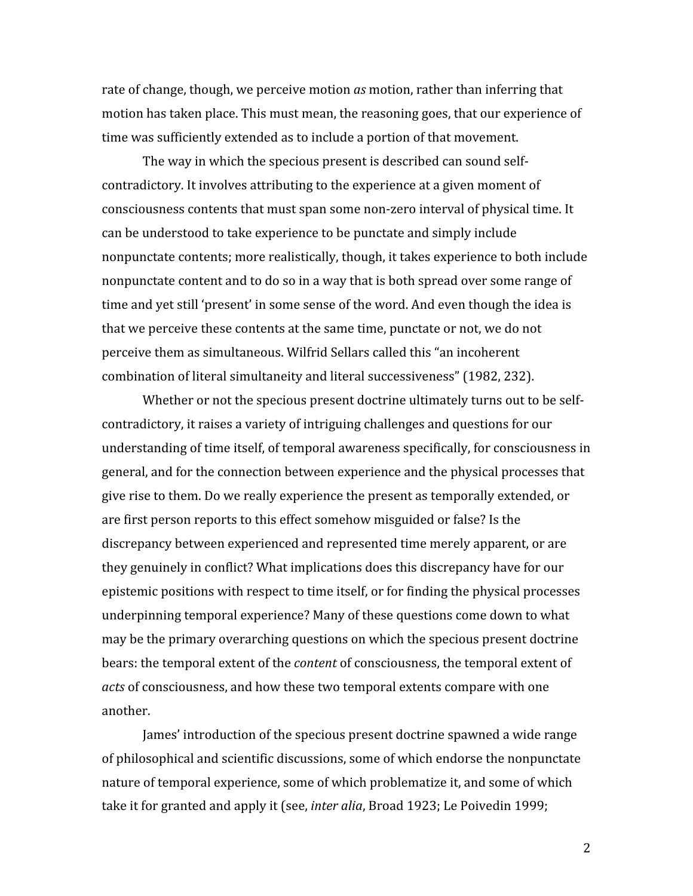rate of change, though, we perceive motion *as* motion, rather than inferring that motion has taken place. This must mean, the reasoning goes, that our experience of time was sufficiently extended as to include a portion of that movement.

The way in which the specious present is described can sound self-contradictory. It involves attributing to the experience at a given moment of consciousness contents that must span some non-zero interval of physical time. It can be understood to take experience to be punctate and simply include nonpunctate contents; more realistically, though, it takes experience to both include nonpunctate content and to do so in a way that is both spread over some range of time and yet still 'present' in some sense of the word. And even though the idea is that we perceive these contents at the same time, punctate or not, we do not perceive them as simultaneous. Wilfrid Sellars called this "an incoherent combination of literal simultaneity and literal successiveness" (1982, 232).

Whether or not the specious present doctrine ultimately turns out to be self-contradictory, it raises a variety of intriguing challenges and questions for our understanding of time itself, of temporal awareness specifically, for consciousness in general, and for the connection between experience and the physical processes that give rise to them. Do we really experience the present as temporally extended, or are first person reports to this effect somehow misguided or false? Is the discrepancy between experienced and represented time merely apparent, or are they genuinely in conflict? What implications does this discrepancy have for our epistemic positions with respect to time itself, or for finding the physical processes underpinning temporal experience? Many of these questions come down to what may be the primary overarching questions on which the specious present doctrine bears: the temporal extent of the *content* of consciousness, the temporal extent of *acts* of consciousness, and how these two temporal extents compare with one another.

James' introduction of the specious present doctrine spawned a wide range of philosophical and scientific discussions, some of which endorse the nonpunctate nature of temporal experience, some of which problematize it, and some of which take it for granted and apply it (see, *inter alia*, Broad 1923; Le Poivedin 1999;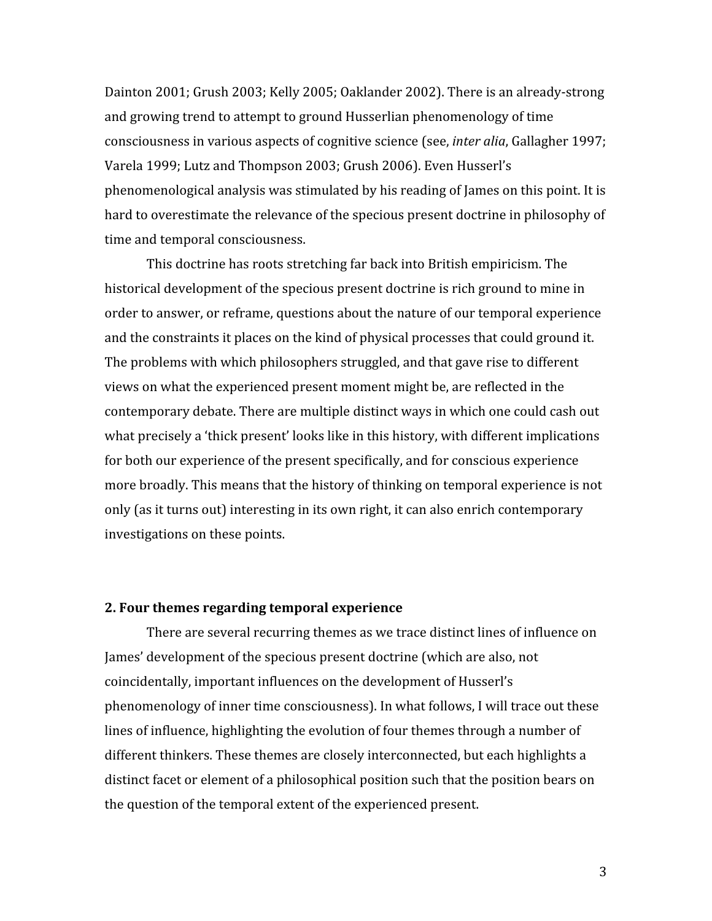Dainton 2001; Grush 2003; Kelly 2005; Oaklander 2002). There is an already-strong and growing trend to attempt to ground Husserlian phenomenology of time consciousness in various aspects of cognitive science (see, *inter alia*, Gallagher 1997; Varela 1999; Lutz and Thompson 2003; Grush 2006). Even Husserl's phenomenological analysis was stimulated by his reading of James on this point. It is hard to overestimate the relevance of the specious present doctrine in philosophy of time and temporal consciousness.

This doctrine has roots stretching far back into British empiricism. The historical development of the specious present doctrine is rich ground to mine in order to answer, or reframe, questions about the nature of our temporal experience and the constraints it places on the kind of physical processes that could ground it. The problems with which philosophers struggled, and that gave rise to different views on what the experienced present moment might be, are reflected in the contemporary debate. There are multiple distinct ways in which one could cash out what precisely a 'thick present' looks like in this history, with different implications for both our experience of the present specifically, and for conscious experience more broadly. This means that the history of thinking on temporal experience is not only (as it turns out) interesting in its own right, it can also enrich contemporary investigations on these points.

## 2. Four themes regarding temporal experience

There are several recurring themes as we trace distinct lines of influence on James' development of the specious present doctrine (which are also, not coincidentally, important influences on the development of Husserl's phenomenology of inner time consciousness). In what follows, I will trace out these lines of influence, highlighting the evolution of four themes through a number of different thinkers. These themes are closely interconnected, but each highlights a distinct facet or element of a philosophical position such that the position bears on the question of the temporal extent of the experienced present.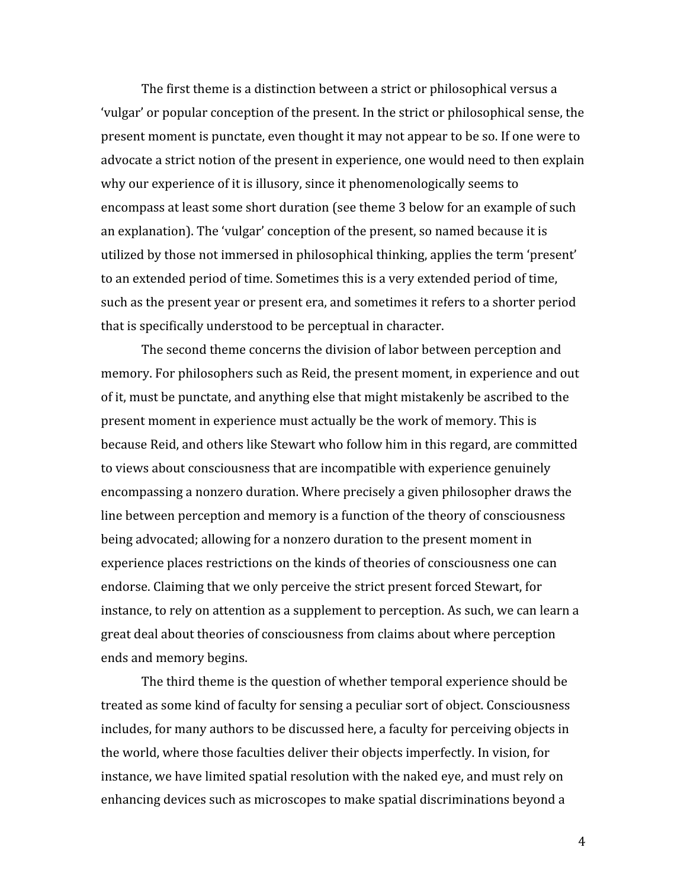The first theme is a distinction between a strict or philosophical versus a 'vulgar' or popular conception of the present. In the strict or philosophical sense, the present moment is punctate, even thought it may not appear to be so. If one were to advocate a strict notion of the present in experience, one would need to then explain why our experience of it is illusory, since it phenomenologically seems to encompass at least some short duration (see theme 3 below for an example of such an explanation). The 'vulgar' conception of the present, so named because it is utilized by those not immersed in philosophical thinking, applies the term 'present' to an extended period of time. Sometimes this is a very extended period of time, such as the present year or present era, and sometimes it refers to a shorter period that is specifically understood to be perceptual in character.

The second theme concerns the division of labor between perception and memory. For philosophers such as Reid, the present moment, in experience and out of it, must be punctate, and anything else that might mistakenly be ascribed to the present moment in experience must actually be the work of memory. This is because Reid, and others like Stewart who follow him in this regard, are committed to views about consciousness that are incompatible with experience genuinely encompassing a nonzero duration. Where precisely a given philosopher draws the line between perception and memory is a function of the theory of consciousness being advocated; allowing for a nonzero duration to the present moment in experience places restrictions on the kinds of theories of consciousness one can endorse. Claiming that we only perceive the strict present forced Stewart, for instance, to rely on attention as a supplement to perception. As such, we can learn a great deal about theories of consciousness from claims about where perception ends and memory begins.

The third theme is the question of whether temporal experience should be treated as some kind of faculty for sensing a peculiar sort of object. Consciousness includes, for many authors to be discussed here, a faculty for perceiving objects in the world, where those faculties deliver their objects imperfectly. In vision, for instance, we have limited spatial resolution with the naked eye, and must rely on enhancing devices such as microscopes to make spatial discriminations beyond a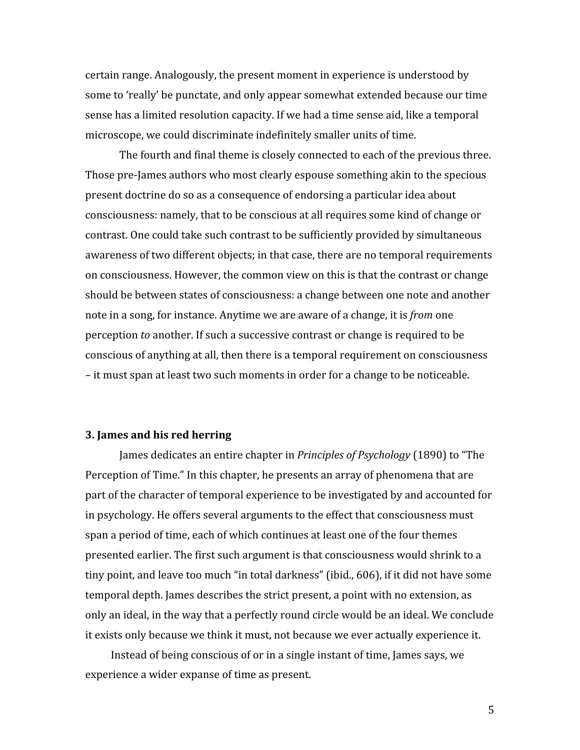certain range. Analogously, the present moment in experience is understood by some to 'really' be punctate, and only appear somewhat extended because our time sense has a limited resolution capacity. If we had a time sense aid, like a temporal microscope, we could discriminate indefinitely smaller units of time.

The fourth and final theme is closely connected to each of the previous three. Those pre-James authors who most clearly espouse something akin to the specious present doctrine do so as a consequence of endorsing a particular idea about consciousness: namely, that to be conscious at all requires some kind of change or contrast. One could take such contrast to be sufficiently provided by simultaneous awareness of two different objects; in that case, there are no temporal requirements on consciousness. However, the common view on this is that the contrast or change should be between states of consciousness: a change between one note and another note in a song, for instance. Anytime we are aware of a change, it is *from* one perception *to* another. If such a successive contrast or change is required to be conscious of anything at all, then there is a temporal requirement on consciousness – it must span at least two such moments in order for a change to be noticeable.

### 3. James and his red herring

James dedicates an entire chapter in *Principles of Psychology* (1890) to "The Perception of Time." In this chapter, he presents an array of phenomena that are part of the character of temporal experience to be investigated by and accounted for in psychology. He offers several arguments to the effect that consciousness must span a period of time, each of which continues at least one of the four themes presented earlier. The first such argument is that consciousness would shrink to a tiny point, and leave too much "in total darkness" (ibid., 606), if it did not have some temporal depth. James describes the strict present, a point with no extension, as only an ideal, in the way that a perfectly round circle would be an ideal. We conclude it exists only because we think it must, not because we ever actually experience it.

Instead of being conscious of or in a single instant of time, James says, we experience a wider expanse of time as present.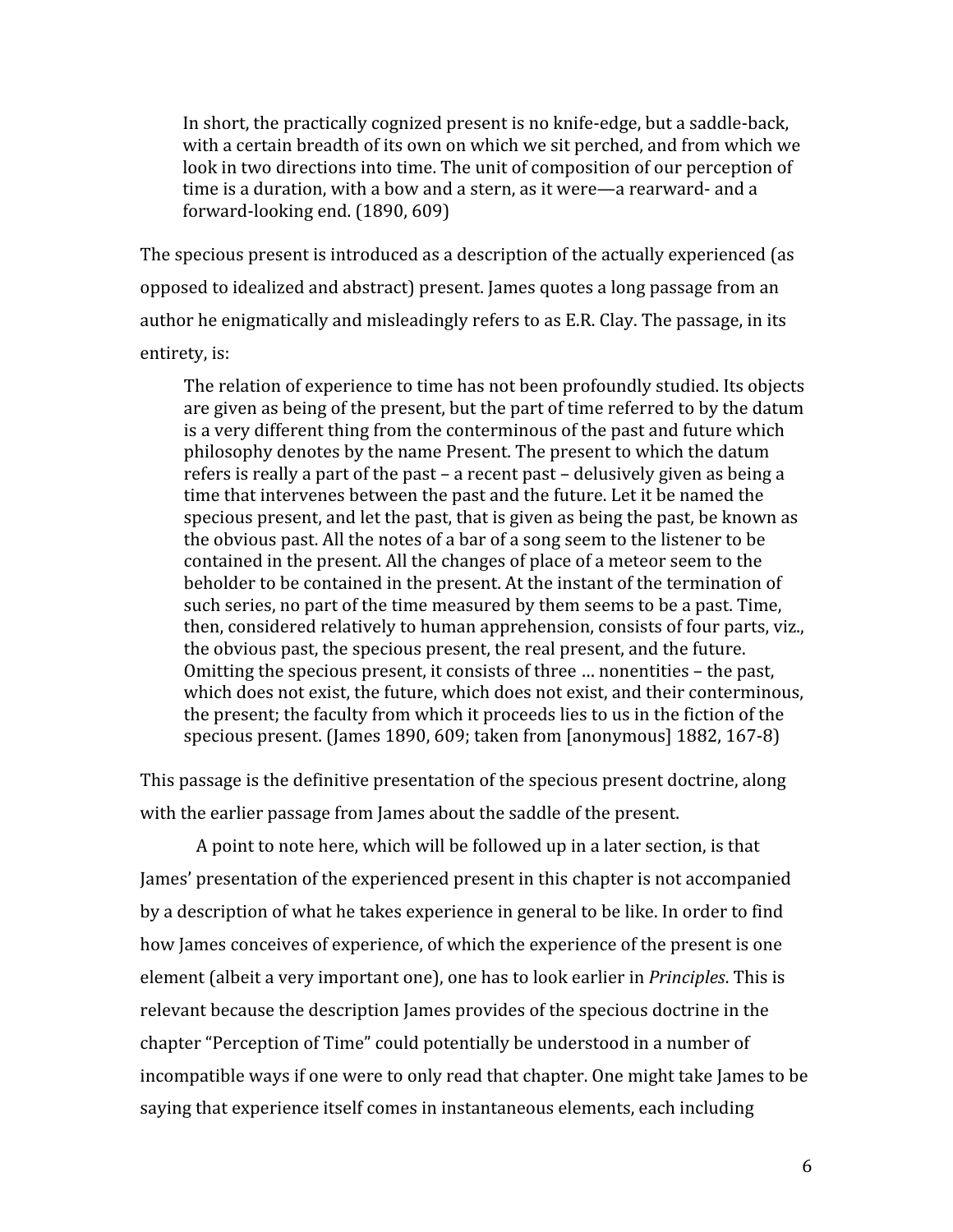> In short, the practically cognized present is no knife-edge, but a saddle-back, with a certain breadth of its own on which we sit perched, and from which we look in two directions into time. The unit of composition of our perception of time is a duration, with a bow and a stern, as it were—a rearward- and a forward-looking end. (1890, 609)

The specious present is introduced as a description of the actually experienced (as opposed to idealized and abstract) present. James quotes a long passage from an author he enigmatically and misleadingly refers to as E.R. Clay. The passage, in its entirety, is:

> The relation of experience to time has not been profoundly studied. Its objects are given as being of the present, but the part of time referred to by the datum is a very different thing from the conterminous of the past and future which philosophy denotes by the name Present. The present to which the datum refers is really a part of the past – a recent past – delusively given as being a time that intervenes between the past and the future. Let it be named the specious present, and let the past, that is given as being the past, be known as the obvious past. All the notes of a bar of a song seem to the listener to be contained in the present. All the changes of place of a meteor seem to the beholder to be contained in the present. At the instant of the termination of such series, no part of the time measured by them seems to be a past. Time, then, considered relatively to human apprehension, consists of four parts, viz., the obvious past, the specious present, the real present, and the future. Omitting the specious present, it consists of three … nonentities – the past, which does not exist, the future, which does not exist, and their conterminous, the present; the faculty from which it proceeds lies to us in the fiction of the specious present. (James 1890, 609; taken from [anonymous] 1882, 167-8)

This passage is the definitive presentation of the specious present doctrine, along with the earlier passage from James about the saddle of the present.

A point to note here, which will be followed up in a later section, is that James' presentation of the experienced present in this chapter is not accompanied by a description of what he takes experience in general to be like. In order to find how James conceives of experience, of which the experience of the present is one element (albeit a very important one), one has to look earlier in *Principles*. This is relevant because the description James provides of the specious doctrine in the chapter "Perception of Time" could potentially be understood in a number of incompatible ways if one were to only read that chapter. One might take James to be saying that experience itself comes in instantaneous elements, each including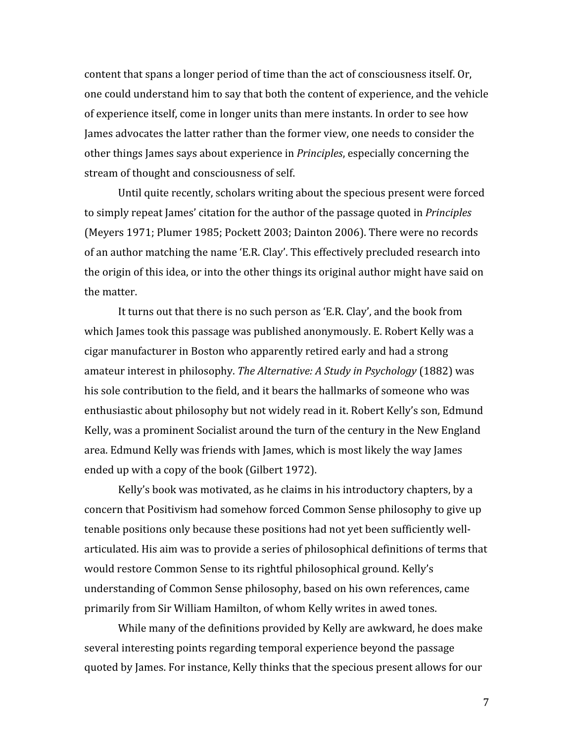content that spans a longer period of time than the act of consciousness itself. Or, one could understand him to say that both the content of experience, and the vehicle of experience itself, come in longer units than mere instants. In order to see how James advocates the latter rather than the former view, one needs to consider the other things James says about experience in *Principles*, especially concerning the stream of thought and consciousness of self.

Until quite recently, scholars writing about the specious present were forced to simply repeat James' citation for the author of the passage quoted in *Principles* (Meyers 1971; Plumer 1985; Pockett 2003; Dainton 2006). There were no records of an author matching the name 'E.R. Clay'. This effectively precluded research into the origin of this idea, or into the other things its original author might have said on the matter.

It turns out that there is no such person as 'E.R. Clay', and the book from which James took this passage was published anonymously. E. Robert Kelly was a cigar manufacturer in Boston who apparently retired early and had a strong amateur interest in philosophy. *The Alternative: A Study in Psychology* (1882) was his sole contribution to the field, and it bears the hallmarks of someone who was enthusiastic about philosophy but not widely read in it. Robert Kelly's son, Edmund Kelly, was a prominent Socialist around the turn of the century in the New England area. Edmund Kelly was friends with James, which is most likely the way James ended up with a copy of the book (Gilbert 1972).

Kelly's book was motivated, as he claims in his introductory chapters, by a concern that Positivism had somehow forced Common Sense philosophy to give up tenable positions only because these positions had not yet been sufficiently well-articulated. His aim was to provide a series of philosophical definitions of terms that would restore Common Sense to its rightful philosophical ground. Kelly's understanding of Common Sense philosophy, based on his own references, came primarily from Sir William Hamilton, of whom Kelly writes in awed tones.

While many of the definitions provided by Kelly are awkward, he does make several interesting points regarding temporal experience beyond the passage quoted by James. For instance, Kelly thinks that the specious present allows for our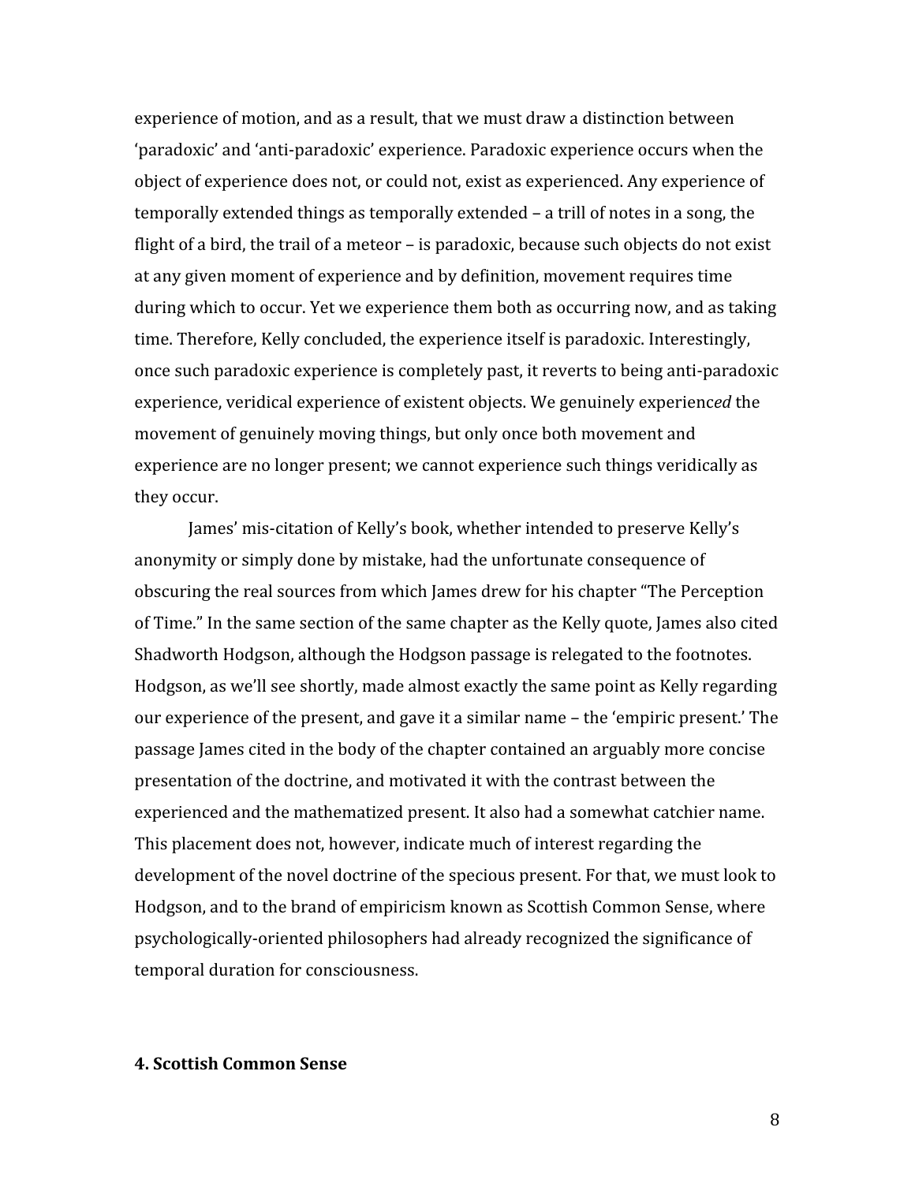experience of motion, and as a result, that we must draw a distinction between 'paradoxic' and 'anti-paradoxic' experience. Paradoxic experience occurs when the object of experience does not, or could not, exist as experienced. Any experience of temporally extended things as temporally extended – a trill of notes in a song, the flight of a bird, the trail of a meteor – is paradoxic, because such objects do not exist at any given moment of experience and by definition, movement requires time during which to occur. Yet we experience them both as occurring now, and as taking time. Therefore, Kelly concluded, the experience itself is paradoxic. Interestingly, once such paradoxic experience is completely past, it reverts to being anti-paradoxic experience, veridical experience of existent objects. We genuinely experienc*ed* the movement of genuinely moving things, but only once both movement and experience are no longer present; we cannot experience such things veridically as they occur.

James' mis-citation of Kelly's book, whether intended to preserve Kelly's anonymity or simply done by mistake, had the unfortunate consequence of obscuring the real sources from which James drew for his chapter "The Perception of Time." In the same section of the same chapter as the Kelly quote, James also cited Shadworth Hodgson, although the Hodgson passage is relegated to the footnotes. Hodgson, as we'll see shortly, made almost exactly the same point as Kelly regarding our experience of the present, and gave it a similar name – the 'empiric present.' The passage James cited in the body of the chapter contained an arguably more concise presentation of the doctrine, and motivated it with the contrast between the experienced and the mathematized present. It also had a somewhat catchier name. This placement does not, however, indicate much of interest regarding the development of the novel doctrine of the specious present. For that, we must look to Hodgson, and to the brand of empiricism known as Scottish Common Sense, where psychologically-oriented philosophers had already recognized the significance of temporal duration for consciousness.

## 4. Scottish Common Sense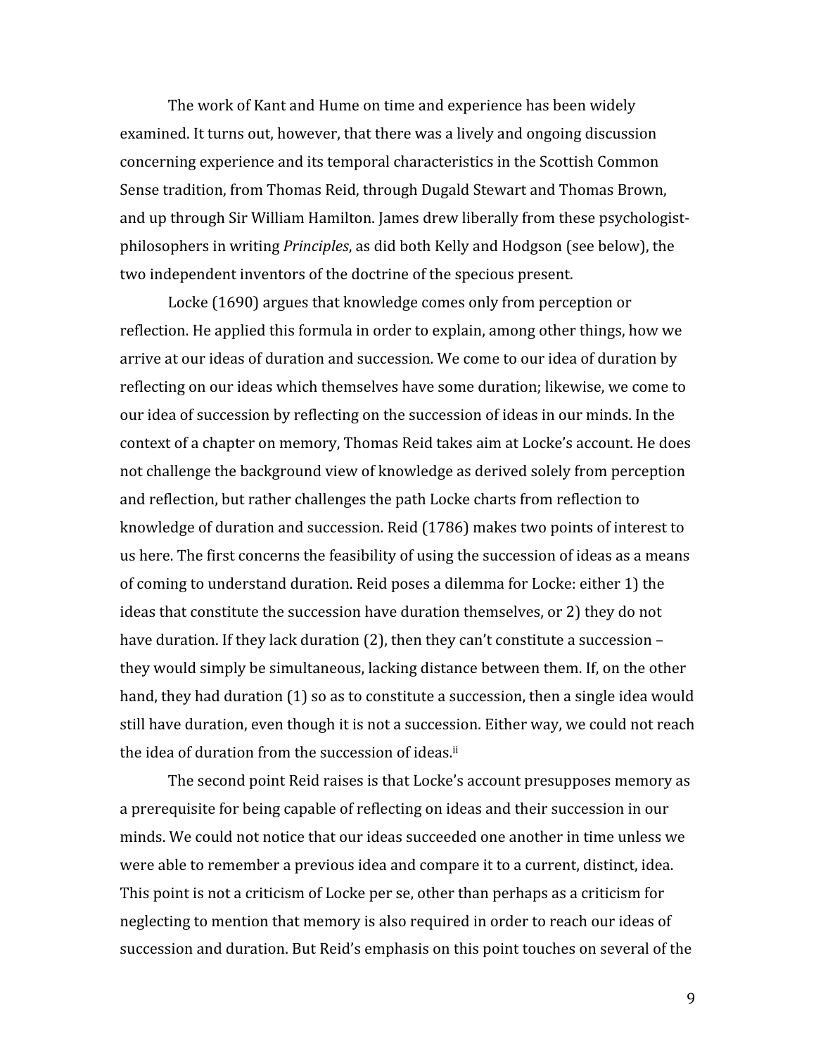The work of Kant and Hume on time and experience has been widely examined. It turns out, however, that there was a lively and ongoing discussion concerning experience and its temporal characteristics in the Scottish Common Sense tradition, from Thomas Reid, through Dugald Stewart and Thomas Brown, and up through Sir William Hamilton. James drew liberally from these psychologist-philosophers in writing *Principles*, as did both Kelly and Hodgson (see below), the two independent inventors of the doctrine of the specious present.

Locke (1690) argues that knowledge comes only from perception or reflection. He applied this formula in order to explain, among other things, how we arrive at our ideas of duration and succession. We come to our idea of duration by reflecting on our ideas which themselves have some duration; likewise, we come to our idea of succession by reflecting on the succession of ideas in our minds. In the context of a chapter on memory, Thomas Reid takes aim at Locke's account. He does not challenge the background view of knowledge as derived solely from perception and reflection, but rather challenges the path Locke charts from reflection to knowledge of duration and succession. Reid (1786) makes two points of interest to us here. The first concerns the feasibility of using the succession of ideas as a means of coming to understand duration. Reid poses a dilemma for Locke: either 1) the ideas that constitute the succession have duration themselves, or 2) they do not have duration. If they lack duration (2), then they can't constitute a succession – they would simply be simultaneous, lacking distance between them. If, on the other hand, they had duration (1) so as to constitute a succession, then a single idea would still have duration, even though it is not a succession. Either way, we could not reach the idea of duration from the succession of ideas.[ii]

The second point Reid raises is that Locke's account presupposes memory as a prerequisite for being capable of reflecting on ideas and their succession in our minds. We could not notice that our ideas succeeded one another in time unless we were able to remember a previous idea and compare it to a current, distinct, idea. This point is not a criticism of Locke per se, other than perhaps as a criticism for neglecting to mention that memory is also required in order to reach our ideas of succession and duration. But Reid's emphasis on this point touches on several of the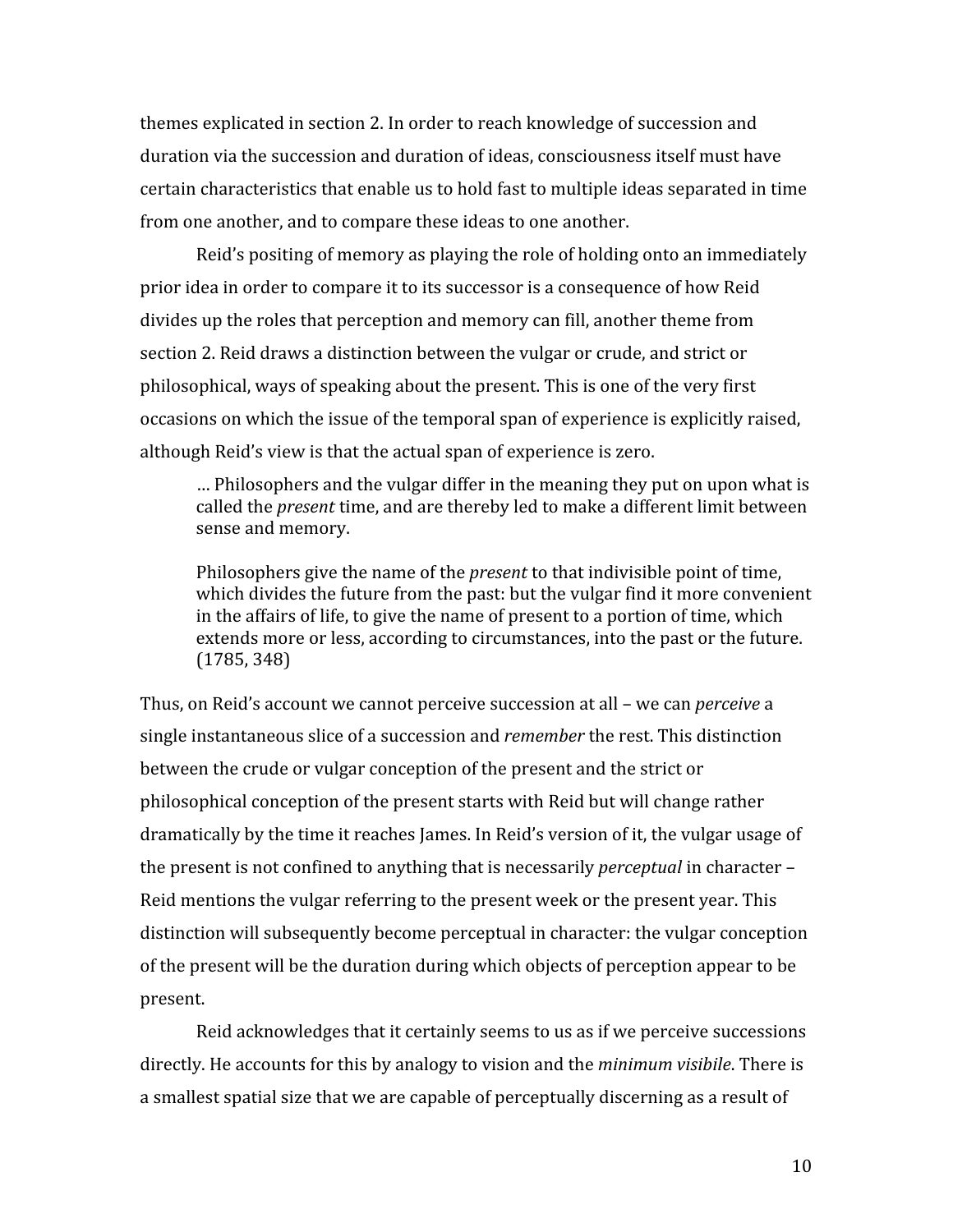themes explicated in section 2. In order to reach knowledge of succession and duration via the succession and duration of ideas, consciousness itself must have certain characteristics that enable us to hold fast to multiple ideas separated in time from one another, and to compare these ideas to one another.

Reid's positing of memory as playing the role of holding onto an immediately prior idea in order to compare it to its successor is a consequence of how Reid divides up the roles that perception and memory can fill, another theme from section 2. Reid draws a distinction between the vulgar or crude, and strict or philosophical, ways of speaking about the present. This is one of the very first occasions on which the issue of the temporal span of experience is explicitly raised, although Reid's view is that the actual span of experience is zero.

> … Philosophers and the vulgar differ in the meaning they put on upon what is called the *present* time, and are thereby led to make a different limit between sense and memory.
>
> Philosophers give the name of the *present* to that indivisible point of time, which divides the future from the past: but the vulgar find it more convenient in the affairs of life, to give the name of present to a portion of time, which extends more or less, according to circumstances, into the past or the future. (1785, 348)

Thus, on Reid's account we cannot perceive succession at all – we can *perceive* a single instantaneous slice of a succession and *remember* the rest. This distinction between the crude or vulgar conception of the present and the strict or philosophical conception of the present starts with Reid but will change rather dramatically by the time it reaches James. In Reid's version of it, the vulgar usage of the present is not confined to anything that is necessarily *perceptual* in character – Reid mentions the vulgar referring to the present week or the present year. This distinction will subsequently become perceptual in character: the vulgar conception of the present will be the duration during which objects of perception appear to be present.

Reid acknowledges that it certainly seems to us as if we perceive successions directly. He accounts for this by analogy to vision and the *minimum visibile*. There is a smallest spatial size that we are capable of perceptually discerning as a result of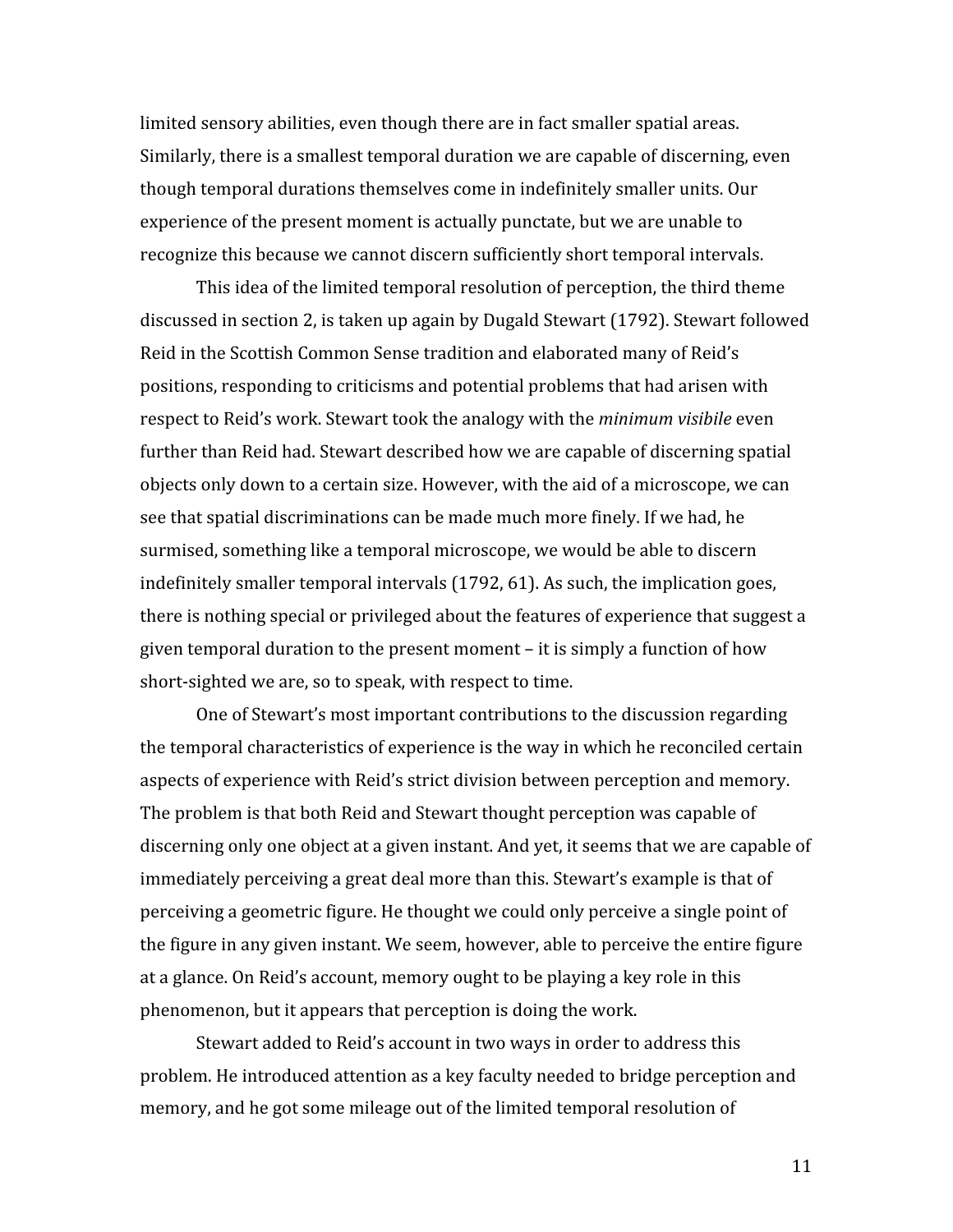limited sensory abilities, even though there are in fact smaller spatial areas. Similarly, there is a smallest temporal duration we are capable of discerning, even though temporal durations themselves come in indefinitely smaller units. Our experience of the present moment is actually punctate, but we are unable to recognize this because we cannot discern sufficiently short temporal intervals.

This idea of the limited temporal resolution of perception, the third theme discussed in section 2, is taken up again by Dugald Stewart (1792). Stewart followed Reid in the Scottish Common Sense tradition and elaborated many of Reid's positions, responding to criticisms and potential problems that had arisen with respect to Reid's work. Stewart took the analogy with the *minimum visibile* even further than Reid had. Stewart described how we are capable of discerning spatial objects only down to a certain size. However, with the aid of a microscope, we can see that spatial discriminations can be made much more finely. If we had, he surmised, something like a temporal microscope, we would be able to discern indefinitely smaller temporal intervals (1792, 61). As such, the implication goes, there is nothing special or privileged about the features of experience that suggest a given temporal duration to the present moment – it is simply a function of how short-sighted we are, so to speak, with respect to time.

One of Stewart's most important contributions to the discussion regarding the temporal characteristics of experience is the way in which he reconciled certain aspects of experience with Reid's strict division between perception and memory. The problem is that both Reid and Stewart thought perception was capable of discerning only one object at a given instant. And yet, it seems that we are capable of immediately perceiving a great deal more than this. Stewart's example is that of perceiving a geometric figure. He thought we could only perceive a single point of the figure in any given instant. We seem, however, able to perceive the entire figure at a glance. On Reid's account, memory ought to be playing a key role in this phenomenon, but it appears that perception is doing the work.

Stewart added to Reid's account in two ways in order to address this problem. He introduced attention as a key faculty needed to bridge perception and memory, and he got some mileage out of the limited temporal resolution of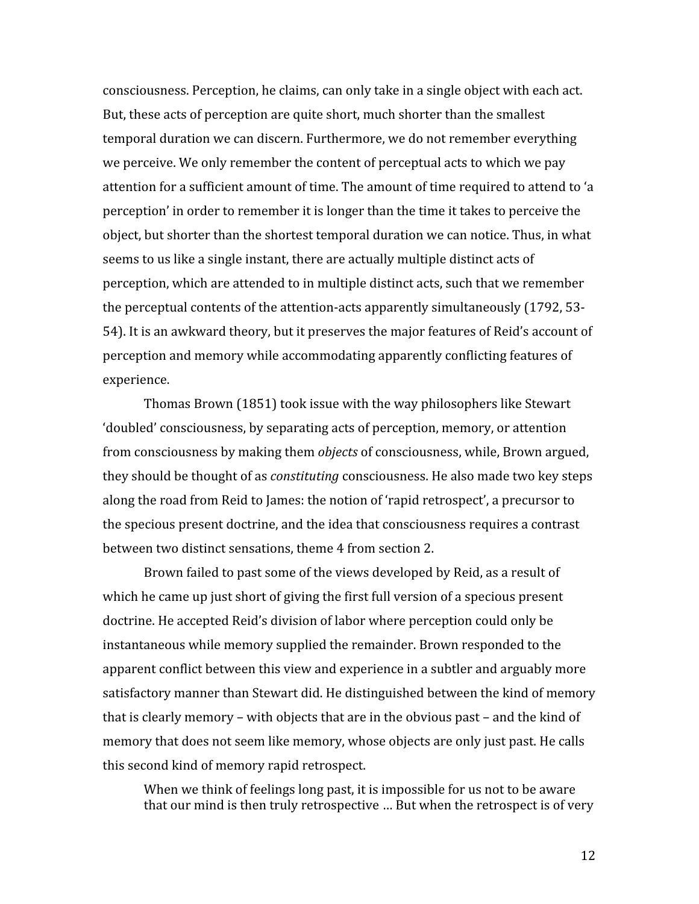consciousness. Perception, he claims, can only take in a single object with each act. But, these acts of perception are quite short, much shorter than the smallest temporal duration we can discern. Furthermore, we do not remember everything we perceive. We only remember the content of perceptual acts to which we pay attention for a sufficient amount of time. The amount of time required to attend to 'a perception' in order to remember it is longer than the time it takes to perceive the object, but shorter than the shortest temporal duration we can notice. Thus, in what seems to us like a single instant, there are actually multiple distinct acts of perception, which are attended to in multiple distinct acts, such that we remember the perceptual contents of the attention-acts apparently simultaneously (1792, 53-54). It is an awkward theory, but it preserves the major features of Reid's account of perception and memory while accommodating apparently conflicting features of experience.

Thomas Brown (1851) took issue with the way philosophers like Stewart 'doubled' consciousness, by separating acts of perception, memory, or attention from consciousness by making them *objects* of consciousness, while, Brown argued, they should be thought of as *constituting* consciousness. He also made two key steps along the road from Reid to James: the notion of 'rapid retrospect', a precursor to the specious present doctrine, and the idea that consciousness requires a contrast between two distinct sensations, theme 4 from section 2.

Brown failed to past some of the views developed by Reid, as a result of which he came up just short of giving the first full version of a specious present doctrine. He accepted Reid's division of labor where perception could only be instantaneous while memory supplied the remainder. Brown responded to the apparent conflict between this view and experience in a subtler and arguably more satisfactory manner than Stewart did. He distinguished between the kind of memory that is clearly memory – with objects that are in the obvious past – and the kind of memory that does not seem like memory, whose objects are only just past. He calls this second kind of memory rapid retrospect.

> When we think of feelings long past, it is impossible for us not to be aware that our mind is then truly retrospective … But when the retrospect is of very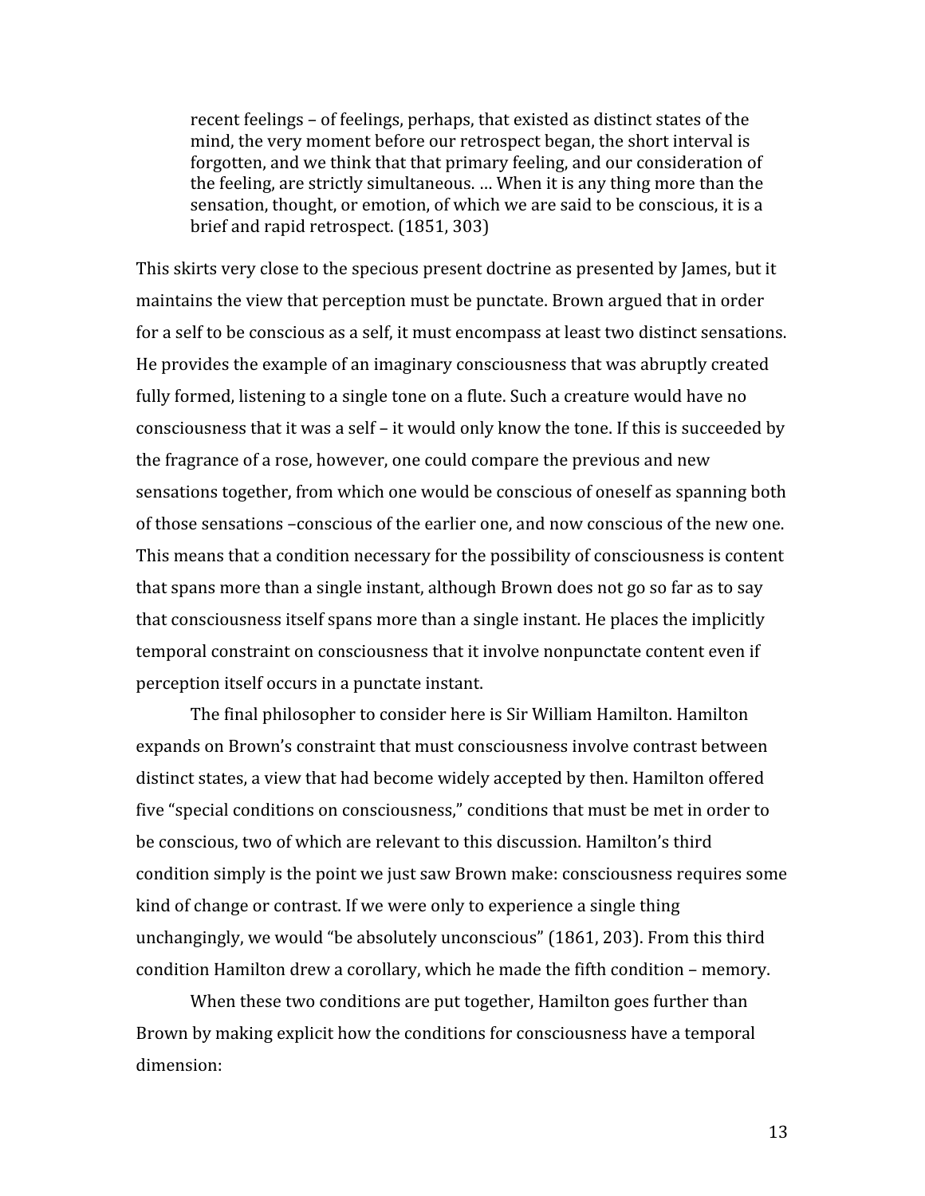> recent feelings – of feelings, perhaps, that existed as distinct states of the mind, the very moment before our retrospect began, the short interval is forgotten, and we think that that primary feeling, and our consideration of the feeling, are strictly simultaneous. … When it is any thing more than the sensation, thought, or emotion, of which we are said to be conscious, it is a brief and rapid retrospect. (1851, 303)

This skirts very close to the specious present doctrine as presented by James, but it maintains the view that perception must be punctate. Brown argued that in order for a self to be conscious as a self, it must encompass at least two distinct sensations. He provides the example of an imaginary consciousness that was abruptly created fully formed, listening to a single tone on a flute. Such a creature would have no consciousness that it was a self – it would only know the tone. If this is succeeded by the fragrance of a rose, however, one could compare the previous and new sensations together, from which one would be conscious of oneself as spanning both of those sensations –conscious of the earlier one, and now conscious of the new one. This means that a condition necessary for the possibility of consciousness is content that spans more than a single instant, although Brown does not go so far as to say that consciousness itself spans more than a single instant. He places the implicitly temporal constraint on consciousness that it involve nonpunctate content even if perception itself occurs in a punctate instant.

The final philosopher to consider here is Sir William Hamilton. Hamilton expands on Brown's constraint that must consciousness involve contrast between distinct states, a view that had become widely accepted by then. Hamilton offered five "special conditions on consciousness," conditions that must be met in order to be conscious, two of which are relevant to this discussion. Hamilton's third condition simply is the point we just saw Brown make: consciousness requires some kind of change or contrast. If we were only to experience a single thing unchangingly, we would "be absolutely unconscious" (1861, 203). From this third condition Hamilton drew a corollary, which he made the fifth condition – memory.

When these two conditions are put together, Hamilton goes further than Brown by making explicit how the conditions for consciousness have a temporal dimension: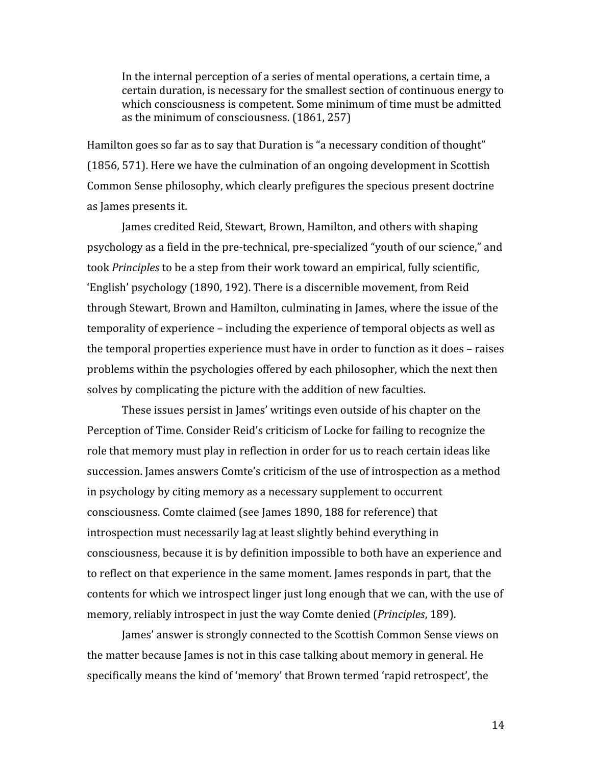> In the internal perception of a series of mental operations, a certain time, a certain duration, is necessary for the smallest section of continuous energy to which consciousness is competent. Some minimum of time must be admitted as the minimum of consciousness. (1861, 257)

Hamilton goes so far as to say that Duration is "a necessary condition of thought" (1856, 571). Here we have the culmination of an ongoing development in Scottish Common Sense philosophy, which clearly prefigures the specious present doctrine as James presents it.

James credited Reid, Stewart, Brown, Hamilton, and others with shaping psychology as a field in the pre-technical, pre-specialized "youth of our science," and took *Principles* to be a step from their work toward an empirical, fully scientific, 'English' psychology (1890, 192). There is a discernible movement, from Reid through Stewart, Brown and Hamilton, culminating in James, where the issue of the temporality of experience – including the experience of temporal objects as well as the temporal properties experience must have in order to function as it does – raises problems within the psychologies offered by each philosopher, which the next then solves by complicating the picture with the addition of new faculties.

These issues persist in James' writings even outside of his chapter on the Perception of Time. Consider Reid's criticism of Locke for failing to recognize the role that memory must play in reflection in order for us to reach certain ideas like succession. James answers Comte's criticism of the use of introspection as a method in psychology by citing memory as a necessary supplement to occurrent consciousness. Comte claimed (see James 1890, 188 for reference) that introspection must necessarily lag at least slightly behind everything in consciousness, because it is by definition impossible to both have an experience and to reflect on that experience in the same moment. James responds in part, that the contents for which we introspect linger just long enough that we can, with the use of memory, reliably introspect in just the way Comte denied (*Principles*, 189).

James' answer is strongly connected to the Scottish Common Sense views on the matter because James is not in this case talking about memory in general. He specifically means the kind of 'memory' that Brown termed 'rapid retrospect', the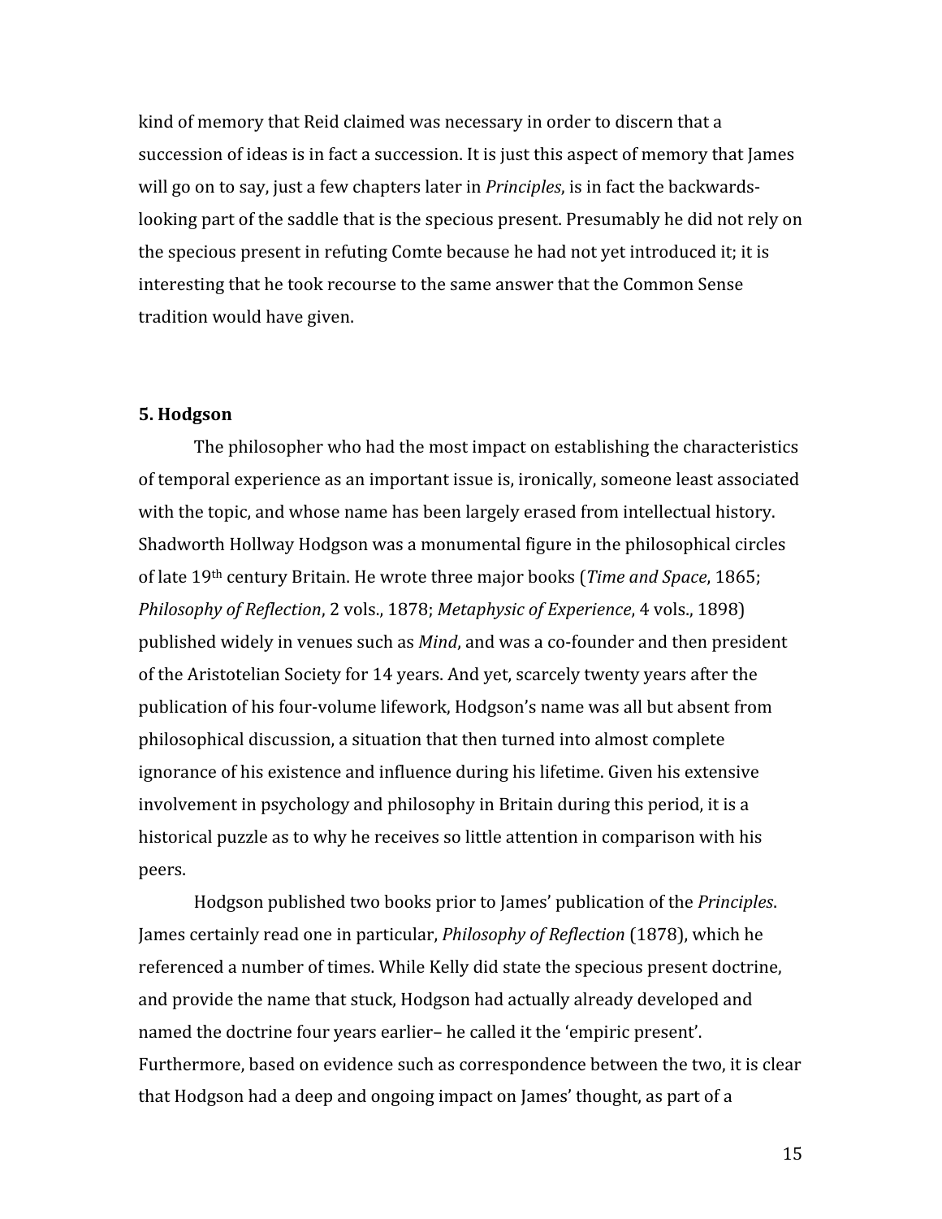kind of memory that Reid claimed was necessary in order to discern that a succession of ideas is in fact a succession. It is just this aspect of memory that James will go on to say, just a few chapters later in *Principles*, is in fact the backwards-looking part of the saddle that is the specious present. Presumably he did not rely on the specious present in refuting Comte because he had not yet introduced it; it is interesting that he took recourse to the same answer that the Common Sense tradition would have given.

**5. Hodgson**

The philosopher who had the most impact on establishing the characteristics of temporal experience as an important issue is, ironically, someone least associated with the topic, and whose name has been largely erased from intellectual history. Shadworth Hollway Hodgson was a monumental figure in the philosophical circles of late 19th century Britain. He wrote three major books (*Time and Space*, 1865; *Philosophy of Reflection*, 2 vols., 1878; *Metaphysic of Experience*, 4 vols., 1898) published widely in venues such as *Mind*, and was a co-founder and then president of the Aristotelian Society for 14 years. And yet, scarcely twenty years after the publication of his four-volume lifework, Hodgson's name was all but absent from philosophical discussion, a situation that then turned into almost complete ignorance of his existence and influence during his lifetime. Given his extensive involvement in psychology and philosophy in Britain during this period, it is a historical puzzle as to why he receives so little attention in comparison with his peers.

Hodgson published two books prior to James' publication of the *Principles*. James certainly read one in particular, *Philosophy of Reflection* (1878), which he referenced a number of times. While Kelly did state the specious present doctrine, and provide the name that stuck, Hodgson had actually already developed and named the doctrine four years earlier– he called it the 'empiric present'. Furthermore, based on evidence such as correspondence between the two, it is clear that Hodgson had a deep and ongoing impact on James' thought, as part of a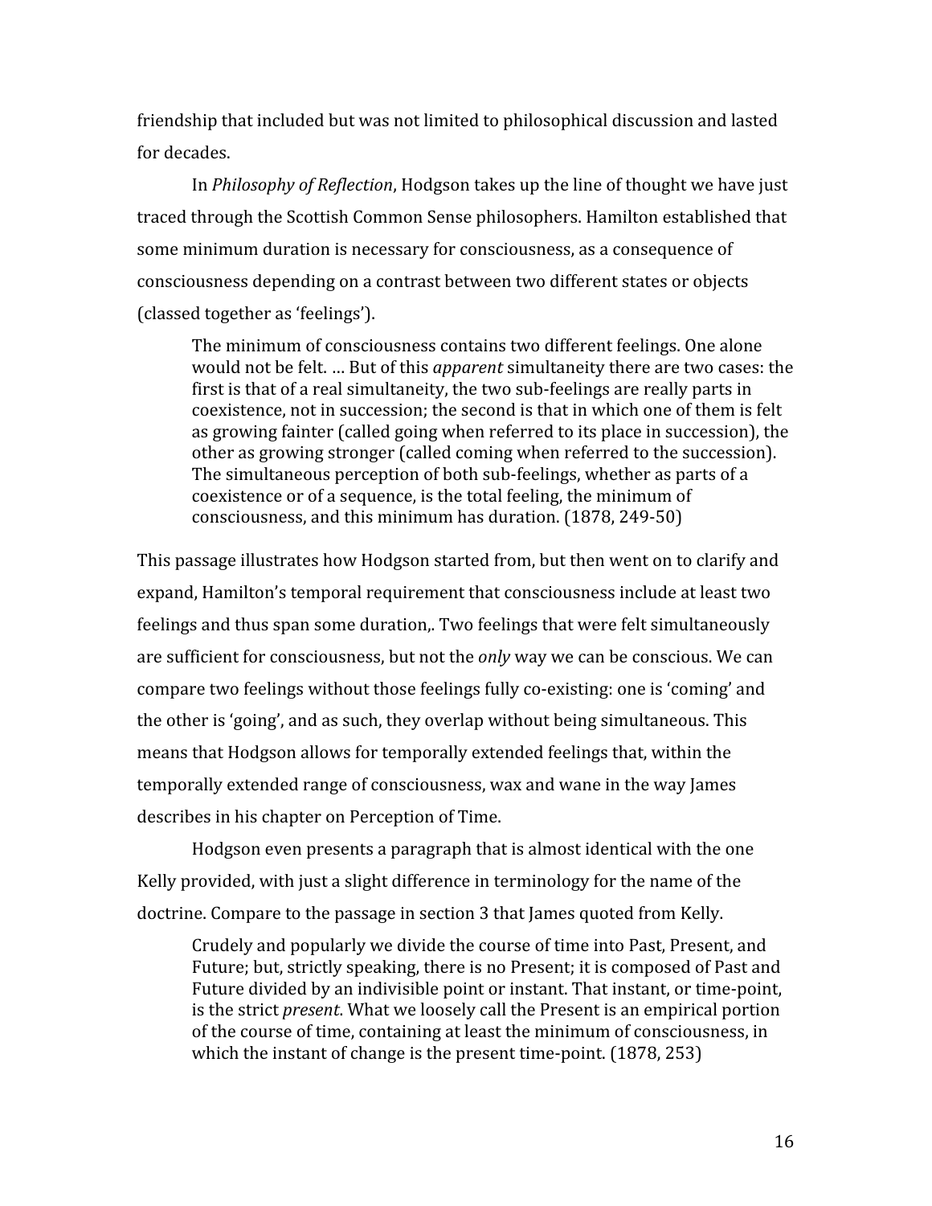friendship that included but was not limited to philosophical discussion and lasted for decades.

In *Philosophy of Reflection*, Hodgson takes up the line of thought we have just traced through the Scottish Common Sense philosophers. Hamilton established that some minimum duration is necessary for consciousness, as a consequence of consciousness depending on a contrast between two different states or objects (classed together as 'feelings').

> The minimum of consciousness contains two different feelings. One alone would not be felt. … But of this *apparent* simultaneity there are two cases: the first is that of a real simultaneity, the two sub-feelings are really parts in coexistence, not in succession; the second is that in which one of them is felt as growing fainter (called going when referred to its place in succession), the other as growing stronger (called coming when referred to the succession). The simultaneous perception of both sub-feelings, whether as parts of a coexistence or of a sequence, is the total feeling, the minimum of consciousness, and this minimum has duration. (1878, 249-50)

This passage illustrates how Hodgson started from, but then went on to clarify and expand, Hamilton's temporal requirement that consciousness include at least two feelings and thus span some duration,. Two feelings that were felt simultaneously are sufficient for consciousness, but not the *only* way we can be conscious. We can compare two feelings without those feelings fully co-existing: one is 'coming' and the other is 'going', and as such, they overlap without being simultaneous. This means that Hodgson allows for temporally extended feelings that, within the temporally extended range of consciousness, wax and wane in the way James describes in his chapter on Perception of Time.

Hodgson even presents a paragraph that is almost identical with the one Kelly provided, with just a slight difference in terminology for the name of the doctrine. Compare to the passage in section 3 that James quoted from Kelly.

> Crudely and popularly we divide the course of time into Past, Present, and Future; but, strictly speaking, there is no Present; it is composed of Past and Future divided by an indivisible point or instant. That instant, or time-point, is the strict *present*. What we loosely call the Present is an empirical portion of the course of time, containing at least the minimum of consciousness, in which the instant of change is the present time-point. (1878, 253)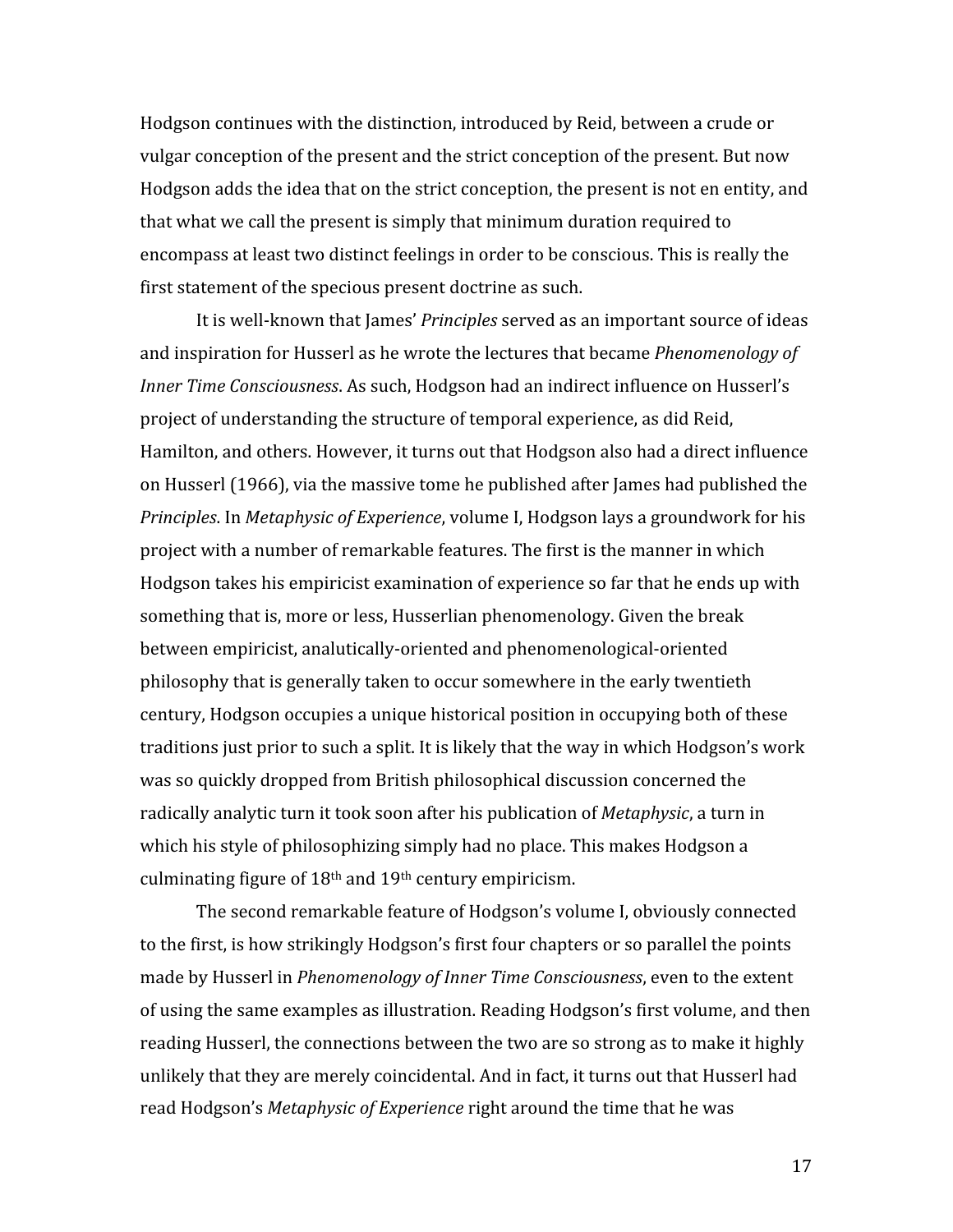Hodgson continues with the distinction, introduced by Reid, between a crude or vulgar conception of the present and the strict conception of the present. But now Hodgson adds the idea that on the strict conception, the present is not en entity, and that what we call the present is simply that minimum duration required to encompass at least two distinct feelings in order to be conscious. This is really the first statement of the specious present doctrine as such.

It is well-known that James' *Principles* served as an important source of ideas and inspiration for Husserl as he wrote the lectures that became *Phenomenology of Inner Time Consciousness*. As such, Hodgson had an indirect influence on Husserl's project of understanding the structure of temporal experience, as did Reid, Hamilton, and others. However, it turns out that Hodgson also had a direct influence on Husserl (1966), via the massive tome he published after James had published the *Principles*. In *Metaphysic of Experience*, volume I, Hodgson lays a groundwork for his project with a number of remarkable features. The first is the manner in which Hodgson takes his empiricist examination of experience so far that he ends up with something that is, more or less, Husserlian phenomenology. Given the break between empiricist, analutically-oriented and phenomenological-oriented philosophy that is generally taken to occur somewhere in the early twentieth century, Hodgson occupies a unique historical position in occupying both of these traditions just prior to such a split. It is likely that the way in which Hodgson's work was so quickly dropped from British philosophical discussion concerned the radically analytic turn it took soon after his publication of *Metaphysic*, a turn in which his style of philosophizing simply had no place. This makes Hodgson a culminating figure of 18th and 19th century empiricism.

The second remarkable feature of Hodgson's volume I, obviously connected to the first, is how strikingly Hodgson's first four chapters or so parallel the points made by Husserl in *Phenomenology of Inner Time Consciousness*, even to the extent of using the same examples as illustration. Reading Hodgson's first volume, and then reading Husserl, the connections between the two are so strong as to make it highly unlikely that they are merely coincidental. And in fact, it turns out that Husserl had read Hodgson's *Metaphysic of Experience* right around the time that he was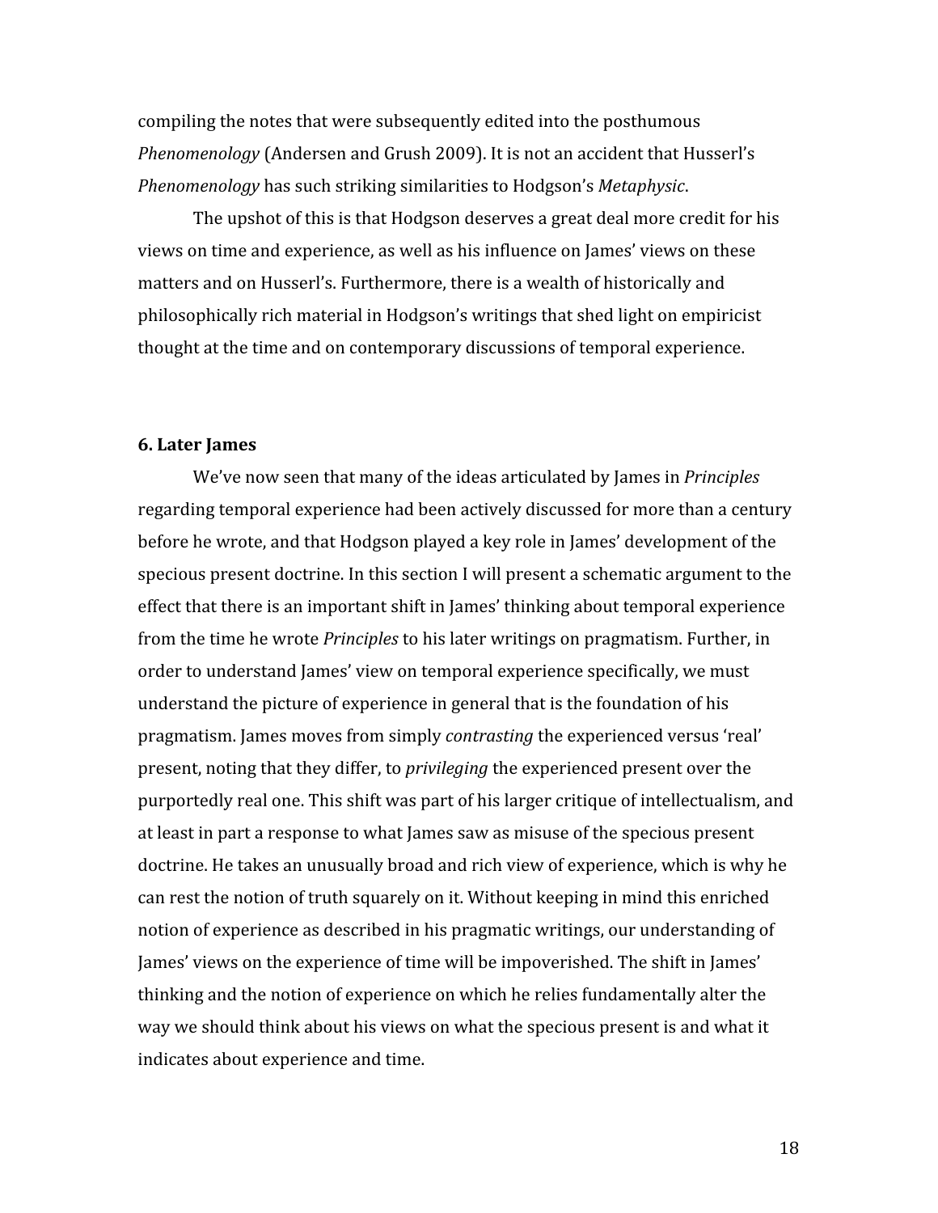compiling the notes that were subsequently edited into the posthumous *Phenomenology* (Andersen and Grush 2009). It is not an accident that Husserl's *Phenomenology* has such striking similarities to Hodgson's *Metaphysic*.

The upshot of this is that Hodgson deserves a great deal more credit for his views on time and experience, as well as his influence on James' views on these matters and on Husserl's. Furthermore, there is a wealth of historically and philosophically rich material in Hodgson's writings that shed light on empiricist thought at the time and on contemporary discussions of temporal experience.

## 6. Later James

We've now seen that many of the ideas articulated by James in *Principles* regarding temporal experience had been actively discussed for more than a century before he wrote, and that Hodgson played a key role in James' development of the specious present doctrine. In this section I will present a schematic argument to the effect that there is an important shift in James' thinking about temporal experience from the time he wrote *Principles* to his later writings on pragmatism. Further, in order to understand James' view on temporal experience specifically, we must understand the picture of experience in general that is the foundation of his pragmatism. James moves from simply *contrasting* the experienced versus 'real' present, noting that they differ, to *privileging* the experienced present over the purportedly real one. This shift was part of his larger critique of intellectualism, and at least in part a response to what James saw as misuse of the specious present doctrine. He takes an unusually broad and rich view of experience, which is why he can rest the notion of truth squarely on it. Without keeping in mind this enriched notion of experience as described in his pragmatic writings, our understanding of James' views on the experience of time will be impoverished. The shift in James' thinking and the notion of experience on which he relies fundamentally alter the way we should think about his views on what the specious present is and what it indicates about experience and time.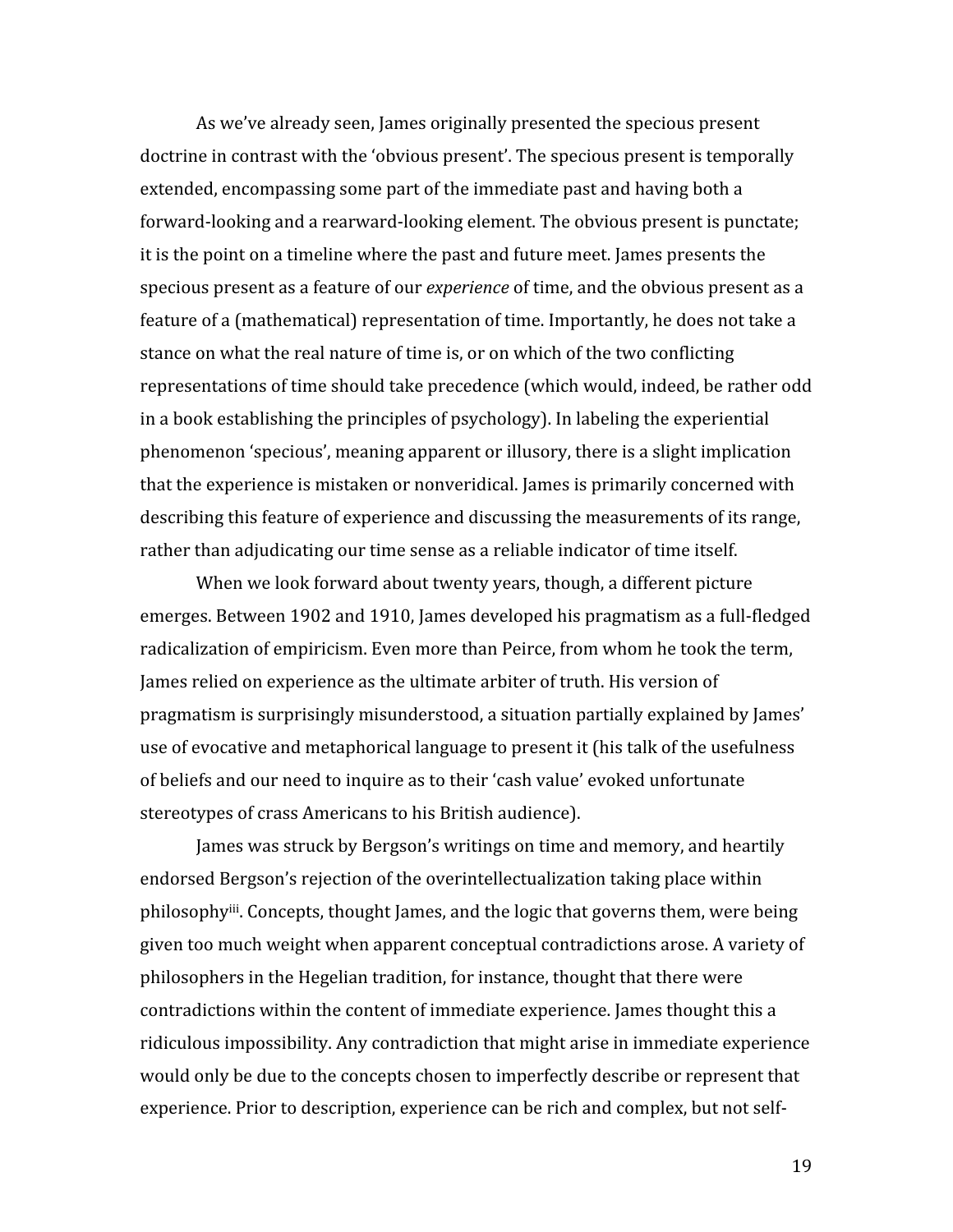As we've already seen, James originally presented the specious present doctrine in contrast with the 'obvious present'. The specious present is temporally extended, encompassing some part of the immediate past and having both a forward-looking and a rearward-looking element. The obvious present is punctate; it is the point on a timeline where the past and future meet. James presents the specious present as a feature of our *experience* of time, and the obvious present as a feature of a (mathematical) representation of time. Importantly, he does not take a stance on what the real nature of time is, or on which of the two conflicting representations of time should take precedence (which would, indeed, be rather odd in a book establishing the principles of psychology). In labeling the experiential phenomenon 'specious', meaning apparent or illusory, there is a slight implication that the experience is mistaken or nonveridical. James is primarily concerned with describing this feature of experience and discussing the measurements of its range, rather than adjudicating our time sense as a reliable indicator of time itself.

When we look forward about twenty years, though, a different picture emerges. Between 1902 and 1910, James developed his pragmatism as a full-fledged radicalization of empiricism. Even more than Peirce, from whom he took the term, James relied on experience as the ultimate arbiter of truth. His version of pragmatism is surprisingly misunderstood, a situation partially explained by James' use of evocative and metaphorical language to present it (his talk of the usefulness of beliefs and our need to inquire as to their 'cash value' evoked unfortunate stereotypes of crass Americans to his British audience).

James was struck by Bergson's writings on time and memory, and heartily endorsed Bergson's rejection of the overintellectualization taking place within philosophy[iii]. Concepts, thought James, and the logic that governs them, were being given too much weight when apparent conceptual contradictions arose. A variety of philosophers in the Hegelian tradition, for instance, thought that there were contradictions within the content of immediate experience. James thought this a ridiculous impossibility. Any contradiction that might arise in immediate experience would only be due to the concepts chosen to imperfectly describe or represent that experience. Prior to description, experience can be rich and complex, but not self-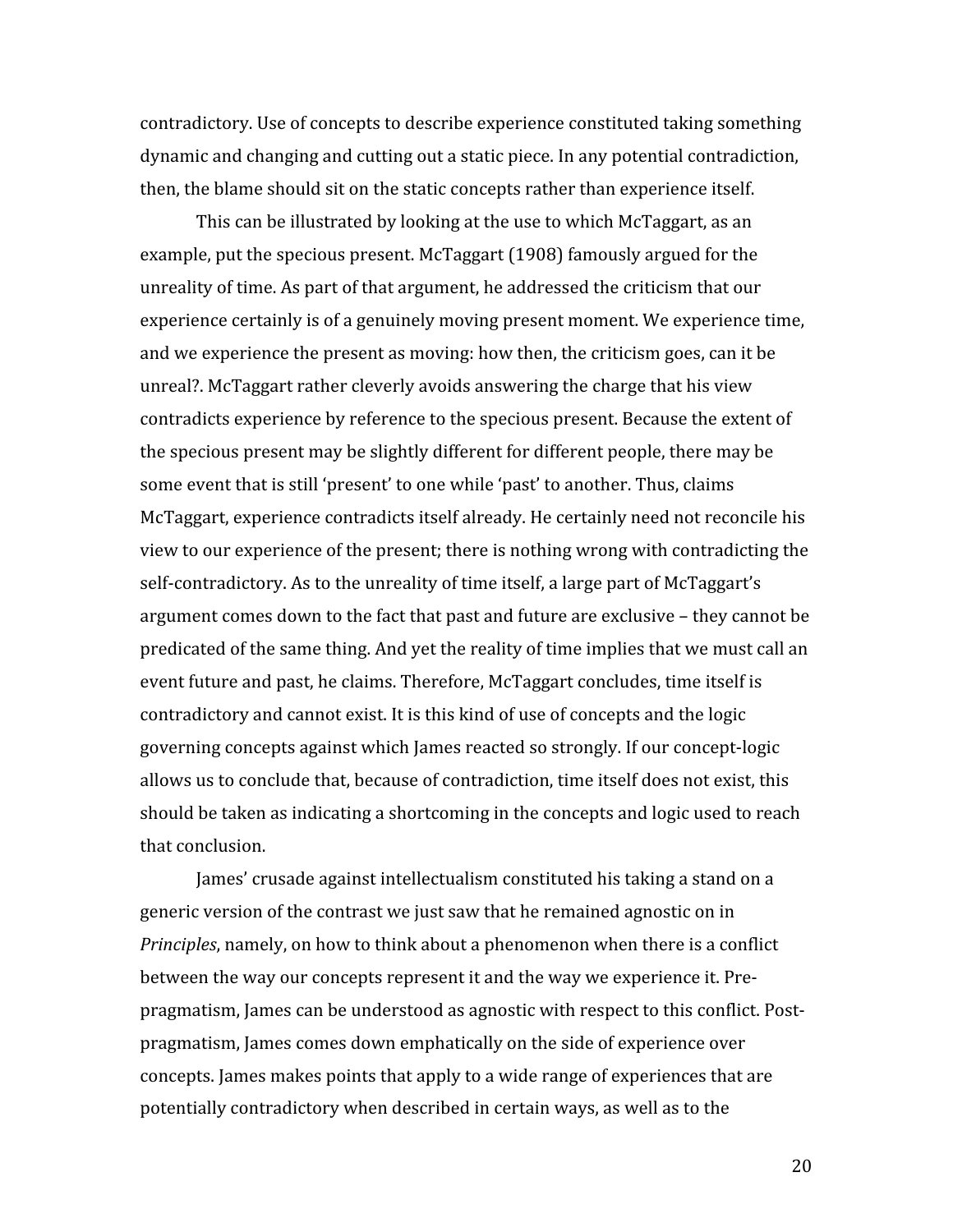contradictory. Use of concepts to describe experience constituted taking something dynamic and changing and cutting out a static piece. In any potential contradiction, then, the blame should sit on the static concepts rather than experience itself.

This can be illustrated by looking at the use to which McTaggart, as an example, put the specious present. McTaggart (1908) famously argued for the unreality of time. As part of that argument, he addressed the criticism that our experience certainly is of a genuinely moving present moment. We experience time, and we experience the present as moving: how then, the criticism goes, can it be unreal?. McTaggart rather cleverly avoids answering the charge that his view contradicts experience by reference to the specious present. Because the extent of the specious present may be slightly different for different people, there may be some event that is still 'present' to one while 'past' to another. Thus, claims McTaggart, experience contradicts itself already. He certainly need not reconcile his view to our experience of the present; there is nothing wrong with contradicting the self-contradictory. As to the unreality of time itself, a large part of McTaggart's argument comes down to the fact that past and future are exclusive – they cannot be predicated of the same thing. And yet the reality of time implies that we must call an event future and past, he claims. Therefore, McTaggart concludes, time itself is contradictory and cannot exist. It is this kind of use of concepts and the logic governing concepts against which James reacted so strongly. If our concept-logic allows us to conclude that, because of contradiction, time itself does not exist, this should be taken as indicating a shortcoming in the concepts and logic used to reach that conclusion.

James' crusade against intellectualism constituted his taking a stand on a generic version of the contrast we just saw that he remained agnostic on in *Principles*, namely, on how to think about a phenomenon when there is a conflict between the way our concepts represent it and the way we experience it. Pre-pragmatism, James can be understood as agnostic with respect to this conflict. Post-pragmatism, James comes down emphatically on the side of experience over concepts. James makes points that apply to a wide range of experiences that are potentially contradictory when described in certain ways, as well as to the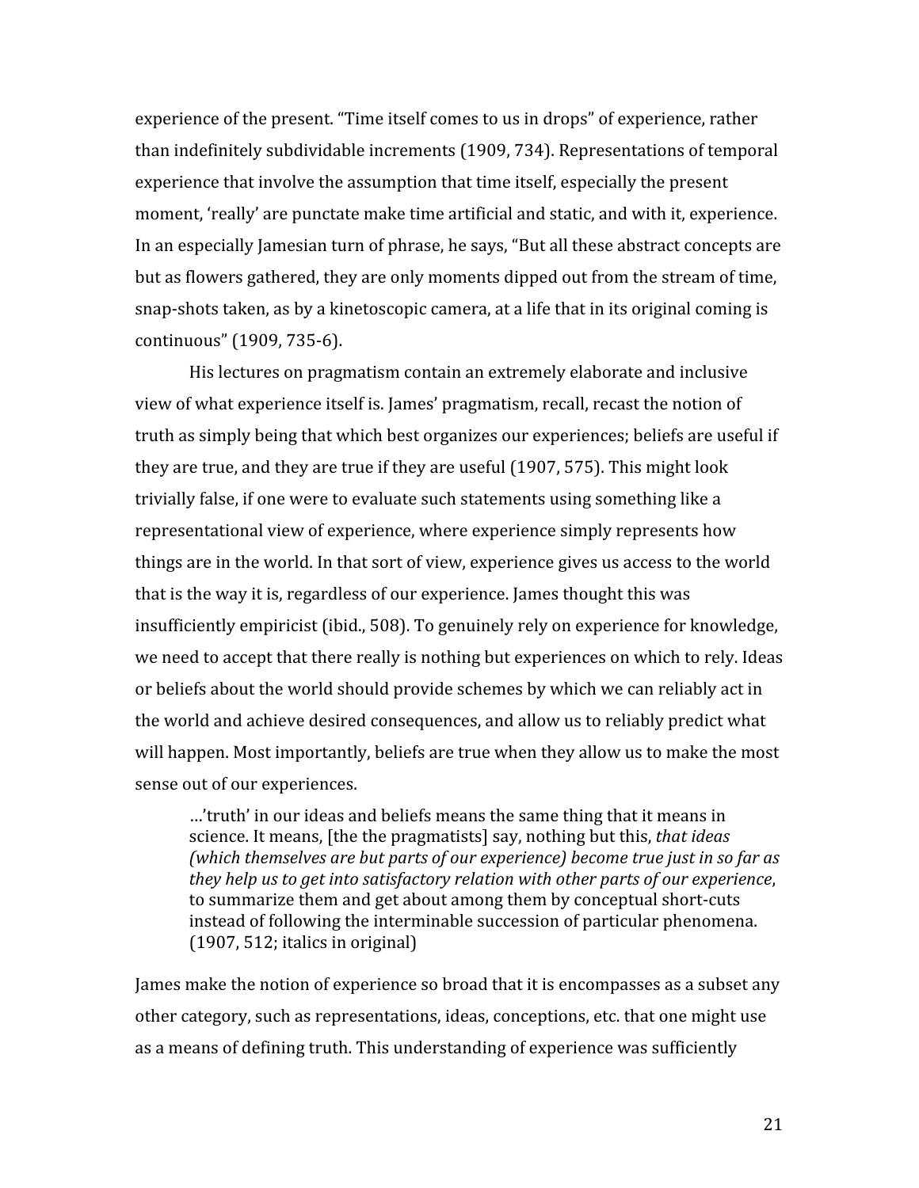experience of the present. "Time itself comes to us in drops" of experience, rather than indefinitely subdividable increments (1909, 734). Representations of temporal experience that involve the assumption that time itself, especially the present moment, 'really' are punctate make time artificial and static, and with it, experience. In an especially Jamesian turn of phrase, he says, "But all these abstract concepts are but as flowers gathered, they are only moments dipped out from the stream of time, snap-shots taken, as by a kinetoscopic camera, at a life that in its original coming is continuous" (1909, 735-6).

His lectures on pragmatism contain an extremely elaborate and inclusive view of what experience itself is. James' pragmatism, recall, recast the notion of truth as simply being that which best organizes our experiences; beliefs are useful if they are true, and they are true if they are useful (1907, 575). This might look trivially false, if one were to evaluate such statements using something like a representational view of experience, where experience simply represents how things are in the world. In that sort of view, experience gives us access to the world that is the way it is, regardless of our experience. James thought this was insufficiently empiricist (ibid., 508). To genuinely rely on experience for knowledge, we need to accept that there really is nothing but experiences on which to rely. Ideas or beliefs about the world should provide schemes by which we can reliably act in the world and achieve desired consequences, and allow us to reliably predict what will happen. Most importantly, beliefs are true when they allow us to make the most sense out of our experiences.

> …'truth' in our ideas and beliefs means the same thing that it means in science. It means, [the the pragmatists] say, nothing but this, *that ideas (which themselves are but parts of our experience) become true just in so far as they help us to get into satisfactory relation with other parts of our experience*, to summarize them and get about among them by conceptual short-cuts instead of following the interminable succession of particular phenomena. (1907, 512; italics in original)

James make the notion of experience so broad that it is encompasses as a subset any other category, such as representations, ideas, conceptions, etc. that one might use as a means of defining truth. This understanding of experience was sufficiently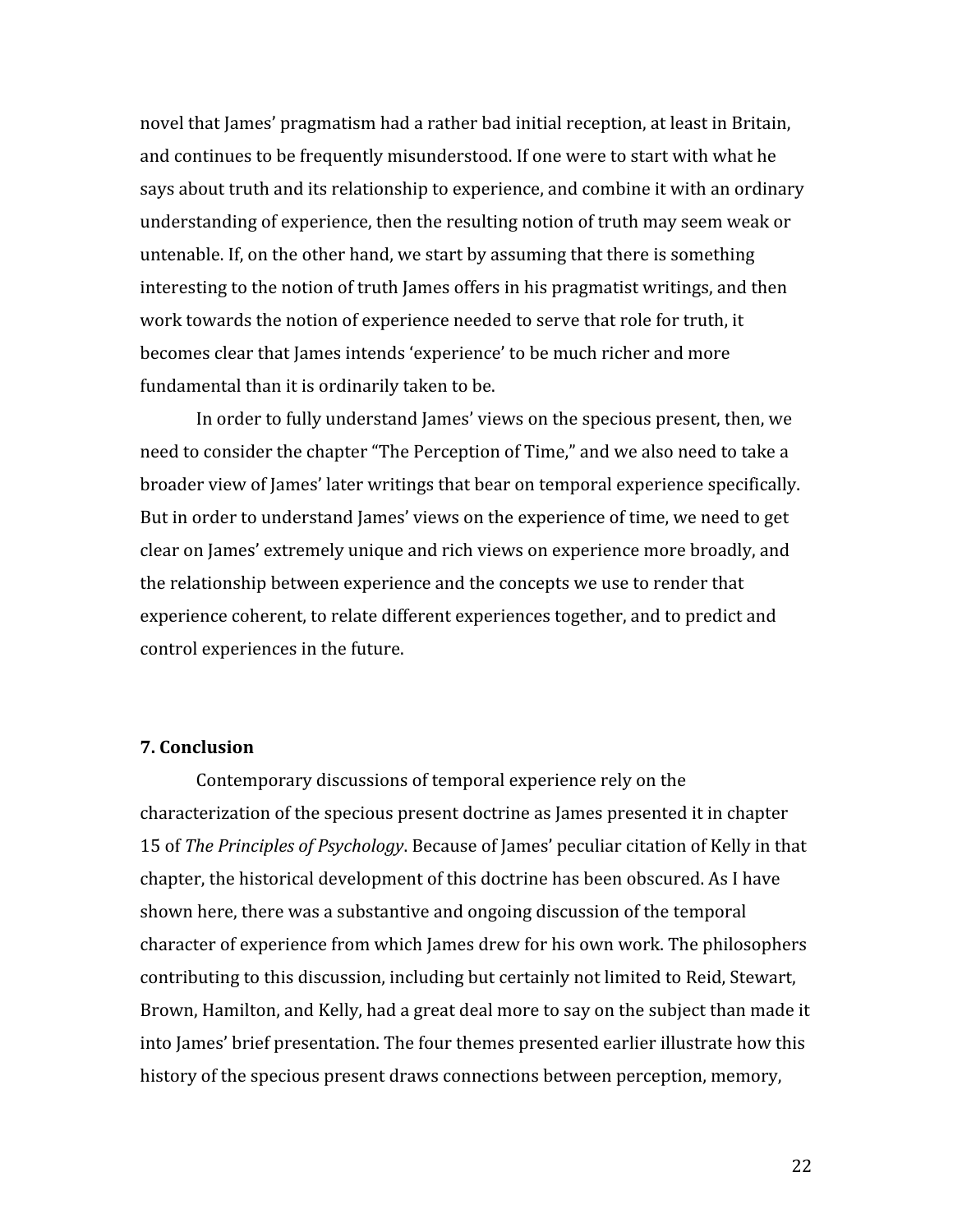novel that James' pragmatism had a rather bad initial reception, at least in Britain, and continues to be frequently misunderstood. If one were to start with what he says about truth and its relationship to experience, and combine it with an ordinary understanding of experience, then the resulting notion of truth may seem weak or untenable. If, on the other hand, we start by assuming that there is something interesting to the notion of truth James offers in his pragmatist writings, and then work towards the notion of experience needed to serve that role for truth, it becomes clear that James intends 'experience' to be much richer and more fundamental than it is ordinarily taken to be.

In order to fully understand James' views on the specious present, then, we need to consider the chapter "The Perception of Time," and we also need to take a broader view of James' later writings that bear on temporal experience specifically. But in order to understand James' views on the experience of time, we need to get clear on James' extremely unique and rich views on experience more broadly, and the relationship between experience and the concepts we use to render that experience coherent, to relate different experiences together, and to predict and control experiences in the future.

**7. Conclusion**

Contemporary discussions of temporal experience rely on the characterization of the specious present doctrine as James presented it in chapter 15 of *The Principles of Psychology*. Because of James' peculiar citation of Kelly in that chapter, the historical development of this doctrine has been obscured. As I have shown here, there was a substantive and ongoing discussion of the temporal character of experience from which James drew for his own work. The philosophers contributing to this discussion, including but certainly not limited to Reid, Stewart, Brown, Hamilton, and Kelly, had a great deal more to say on the subject than made it into James' brief presentation. The four themes presented earlier illustrate how this history of the specious present draws connections between perception, memory,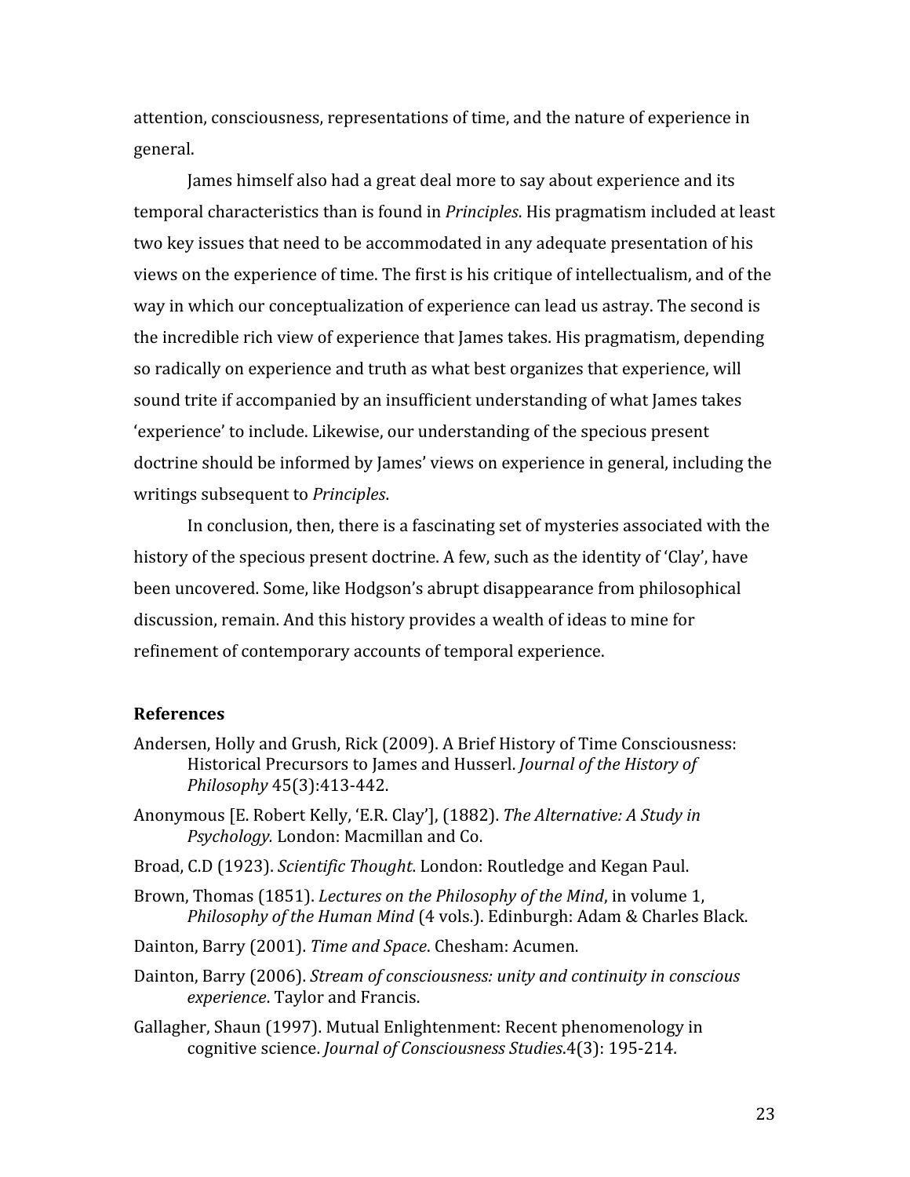attention, consciousness, representations of time, and the nature of experience in general.

James himself also had a great deal more to say about experience and its temporal characteristics than is found in *Principles*. His pragmatism included at least two key issues that need to be accommodated in any adequate presentation of his views on the experience of time. The first is his critique of intellectualism, and of the way in which our conceptualization of experience can lead us astray. The second is the incredible rich view of experience that James takes. His pragmatism, depending so radically on experience and truth as what best organizes that experience, will sound trite if accompanied by an insufficient understanding of what James takes 'experience' to include. Likewise, our understanding of the specious present doctrine should be informed by James' views on experience in general, including the writings subsequent to *Principles*.

In conclusion, then, there is a fascinating set of mysteries associated with the history of the specious present doctrine. A few, such as the identity of 'Clay', have been uncovered. Some, like Hodgson's abrupt disappearance from philosophical discussion, remain. And this history provides a wealth of ideas to mine for refinement of contemporary accounts of temporal experience.

## References

Andersen, Holly and Grush, Rick (2009). A Brief History of Time Consciousness: Historical Precursors to James and Husserl. *Journal of the History of Philosophy* 45(3):413-442.

Anonymous [E. Robert Kelly, 'E.R. Clay'], (1882). *The Alternative: A Study in Psychology.* London: Macmillan and Co.

Broad, C.D (1923). *Scientific Thought*. London: Routledge and Kegan Paul.

Brown, Thomas (1851). *Lectures on the Philosophy of the Mind*, in volume 1, *Philosophy of the Human Mind* (4 vols.). Edinburgh: Adam & Charles Black.

Dainton, Barry (2001). *Time and Space*. Chesham: Acumen.

Dainton, Barry (2006). *Stream of consciousness: unity and continuity in conscious experience*. Taylor and Francis.

Gallagher, Shaun (1997). Mutual Enlightenment: Recent phenomenology in cognitive science. *Journal of Consciousness Studies*.4(3): 195-214.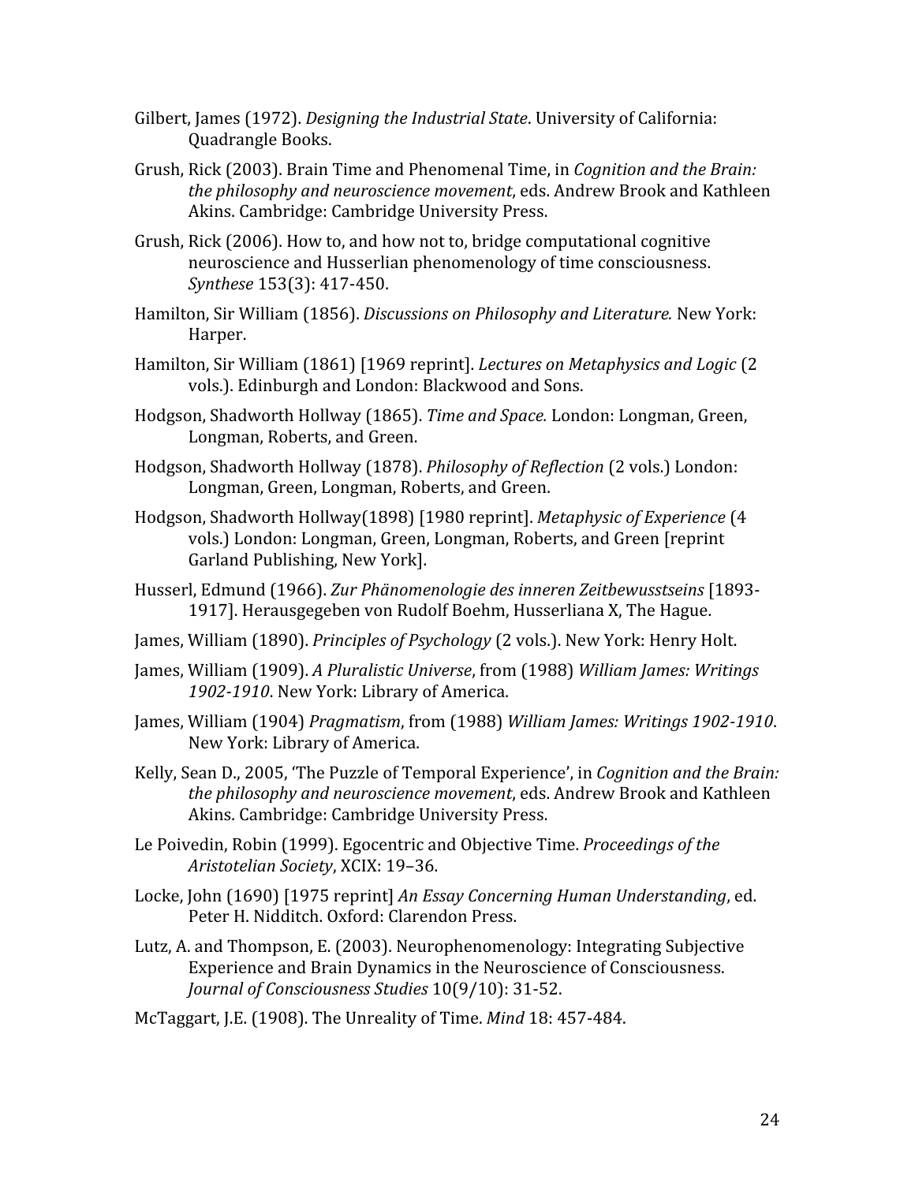Gilbert, James (1972). *Designing the Industrial State*. University of California: Quadrangle Books.

Grush, Rick (2003). Brain Time and Phenomenal Time, in *Cognition and the Brain: the philosophy and neuroscience movement*, eds. Andrew Brook and Kathleen Akins. Cambridge: Cambridge University Press.

Grush, Rick (2006). How to, and how not to, bridge computational cognitive neuroscience and Husserlian phenomenology of time consciousness. *Synthese* 153(3): 417-450.

Hamilton, Sir William (1856). *Discussions on Philosophy and Literature.* New York: Harper.

Hamilton, Sir William (1861) [1969 reprint]. *Lectures on Metaphysics and Logic* (2 vols.). Edinburgh and London: Blackwood and Sons.

Hodgson, Shadworth Hollway (1865). *Time and Space.* London: Longman, Green, Longman, Roberts, and Green.

Hodgson, Shadworth Hollway (1878). *Philosophy of Reflection* (2 vols.) London: Longman, Green, Longman, Roberts, and Green.

Hodgson, Shadworth Hollway(1898) [1980 reprint]. *Metaphysic of Experience* (4 vols.) London: Longman, Green, Longman, Roberts, and Green [reprint Garland Publishing, New York].

Husserl, Edmund (1966). *Zur Phänomenologie des inneren Zeitbewusstseins* [1893-1917]. Herausgegeben von Rudolf Boehm, Husserliana X, The Hague.

James, William (1890). *Principles of Psychology* (2 vols.). New York: Henry Holt.

James, William (1909). *A Pluralistic Universe*, from (1988) *William James: Writings 1902-1910*. New York: Library of America.

James, William (1904) *Pragmatism*, from (1988) *William James: Writings 1902-1910*. New York: Library of America.

Kelly, Sean D., 2005, 'The Puzzle of Temporal Experience', in *Cognition and the Brain: the philosophy and neuroscience movement*, eds. Andrew Brook and Kathleen Akins. Cambridge: Cambridge University Press.

Le Poivedin, Robin (1999). Egocentric and Objective Time. *Proceedings of the Aristotelian Society*, XCIX: 19–36.

Locke, John (1690) [1975 reprint] *An Essay Concerning Human Understanding*, ed. Peter H. Nidditch. Oxford: Clarendon Press.

Lutz, A. and Thompson, E. (2003). Neurophenomenology: Integrating Subjective Experience and Brain Dynamics in the Neuroscience of Consciousness. *Journal of Consciousness Studies* 10(9/10): 31-52.

McTaggart, J.E. (1908). The Unreality of Time. *Mind* 18: 457-484.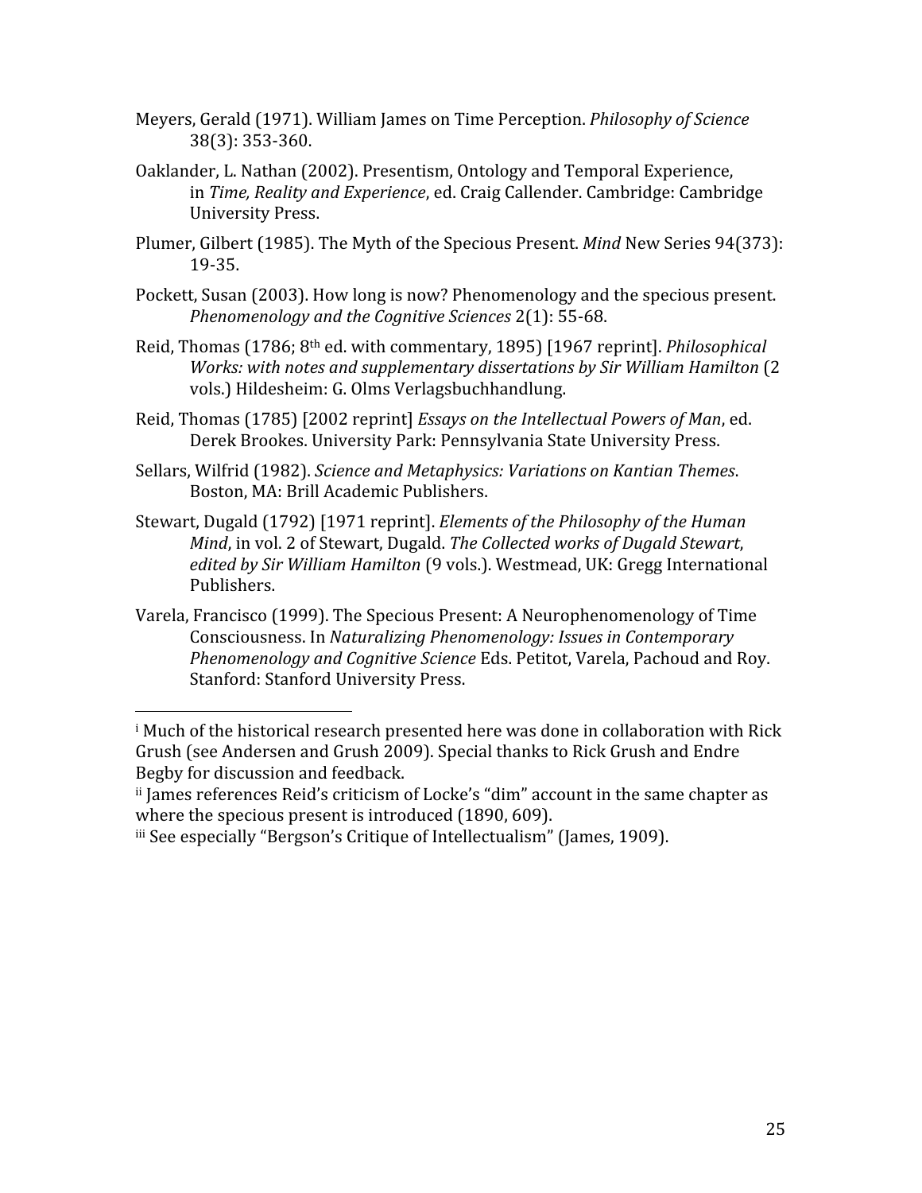Meyers, Gerald (1971). William James on Time Perception. *Philosophy of Science* 38(3): 353-360.

Oaklander, L. Nathan (2002). Presentism, Ontology and Temporal Experience, in *Time, Reality and Experience*, ed. Craig Callender. Cambridge: Cambridge University Press.

Plumer, Gilbert (1985). The Myth of the Specious Present. *Mind* New Series 94(373): 19-35.

Pockett, Susan (2003). How long is now? Phenomenology and the specious present. *Phenomenology and the Cognitive Sciences* 2(1): 55-68.

Reid, Thomas (1786; 8th ed. with commentary, 1895) [1967 reprint]. *Philosophical Works: with notes and supplementary dissertations by Sir William Hamilton* (2 vols.) Hildesheim: G. Olms Verlagsbuchhandlung.

Reid, Thomas (1785) [2002 reprint] *Essays on the Intellectual Powers of Man*, ed. Derek Brookes. University Park: Pennsylvania State University Press.

Sellars, Wilfrid (1982). *Science and Metaphysics: Variations on Kantian Themes*. Boston, MA: Brill Academic Publishers.

Stewart, Dugald (1792) [1971 reprint]. *Elements of the Philosophy of the Human Mind*, in vol. 2 of Stewart, Dugald. *The Collected works of Dugald Stewart, edited by Sir William Hamilton* (9 vols.). Westmead, UK: Gregg International Publishers.

Varela, Francisco (1999). The Specious Present: A Neurophenomenology of Time Consciousness. In *Naturalizing Phenomenology: Issues in Contemporary Phenomenology and Cognitive Science* Eds. Petitot, Varela, Pachoud and Roy. Stanford: Stanford University Press.

---

[i] Much of the historical research presented here was done in collaboration with Rick Grush (see Andersen and Grush 2009). Special thanks to Rick Grush and Endre Begby for discussion and feedback.

[ii] James references Reid's criticism of Locke's "dim" account in the same chapter as where the specious present is introduced (1890, 609).

[iii] See especially "Bergson's Critique of Intellectualism" (James, 1909).